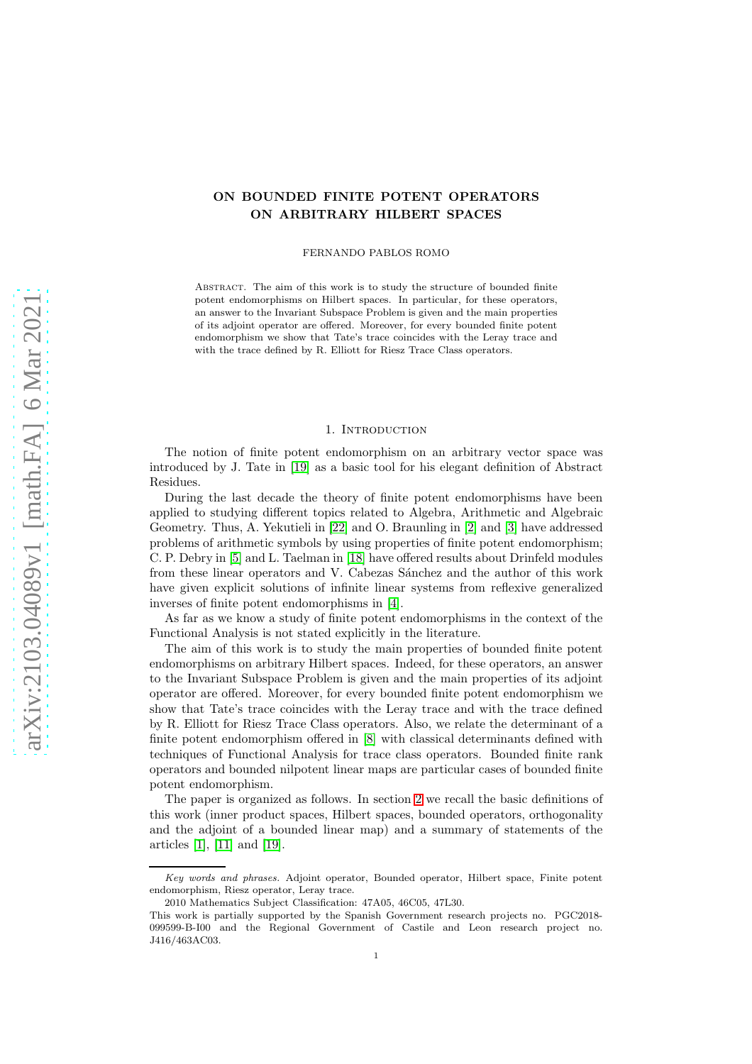# ON BOUNDED FINITE POTENT OPERATORS ON ARBITRARY HILBERT SPACES

FERNANDO PABLOS ROMO

Abstract. The aim of this work is to study the structure of bounded finite potent endomorphisms on Hilbert spaces. In particular, for these operators, an answer to the Invariant Subspace Problem is given and the main properties of its adjoint operator are offered. Moreover, for every bounded finite potent endomorphism we show that Tate's trace coincides with the Leray trace and with the trace defined by R. Elliott for Riesz Trace Class operators.

## 1. Introduction

The notion of finite potent endomorphism on an arbitrary vector space was introduced by J. Tate in [19] as a basic tool for his elegant definition of Abstract Residues.

During the last decade the theory of finite potent endomorphisms have been applied to studying different topics related to Algebra, Arithmetic and Algebraic Geometry. Thus, A. Yekutieli in [22] and O. Braunling in [2] and [3] have addressed problems of arithmetic symbols by using properties of finite potent endomorphism; C. P. Debry in [5] and L. Taelman in [18] have offered results about Drinfeld modules from these linear operators and V. Cabezas Sánchez and the author of this work have given explicit solutions of infinite linear systems from reflexive generalized inverses of finite potent endomorphisms in [4].

As far as we know a study of finite potent endomorphisms in the context of the Functional Analysis is not stated explicitly in the literature.

The aim of this work is to study the main properties of bounded finite potent endomorphisms on arbitrary Hilbert spaces. Indeed, for these operators, an answer to the Invariant Subspace Problem is given and the main properties of its adjoint operator are offered. Moreover, for every bounded finite potent endomorphism we show that Tate's trace coincides with the Leray trace and with the trace defined by R. Elliott for Riesz Trace Class operators. Also, we relate the determinant of a finite potent endomorphism offered in [8] with classical determinants defined with techniques of Functional Analysis for trace class operators. Bounded finite rank operators and bounded nilpotent linear maps are particular cases of bounded finite potent endomorphism.

The paper is organized as follows. In section 2 we recall the basic definitions of this work (inner product spaces, Hilbert spaces, bounded operators, orthogonality and the adjoint of a bounded linear map) and a summary of statements of the articles [1], [11] and [19].

*Key words and phrases.* Adjoint operator, Bounded operator, Hilbert space, Finite potent endomorphism, Riesz operator, Leray trace.

2010 Mathematics Subject Classification: 47A05, 46C05, 47L30.

This work is partially supported by the Spanish Government research projects no. PGC2018-099599-B-I00 and the Regional Government of Castile and Leon research project no. J416/463AC03.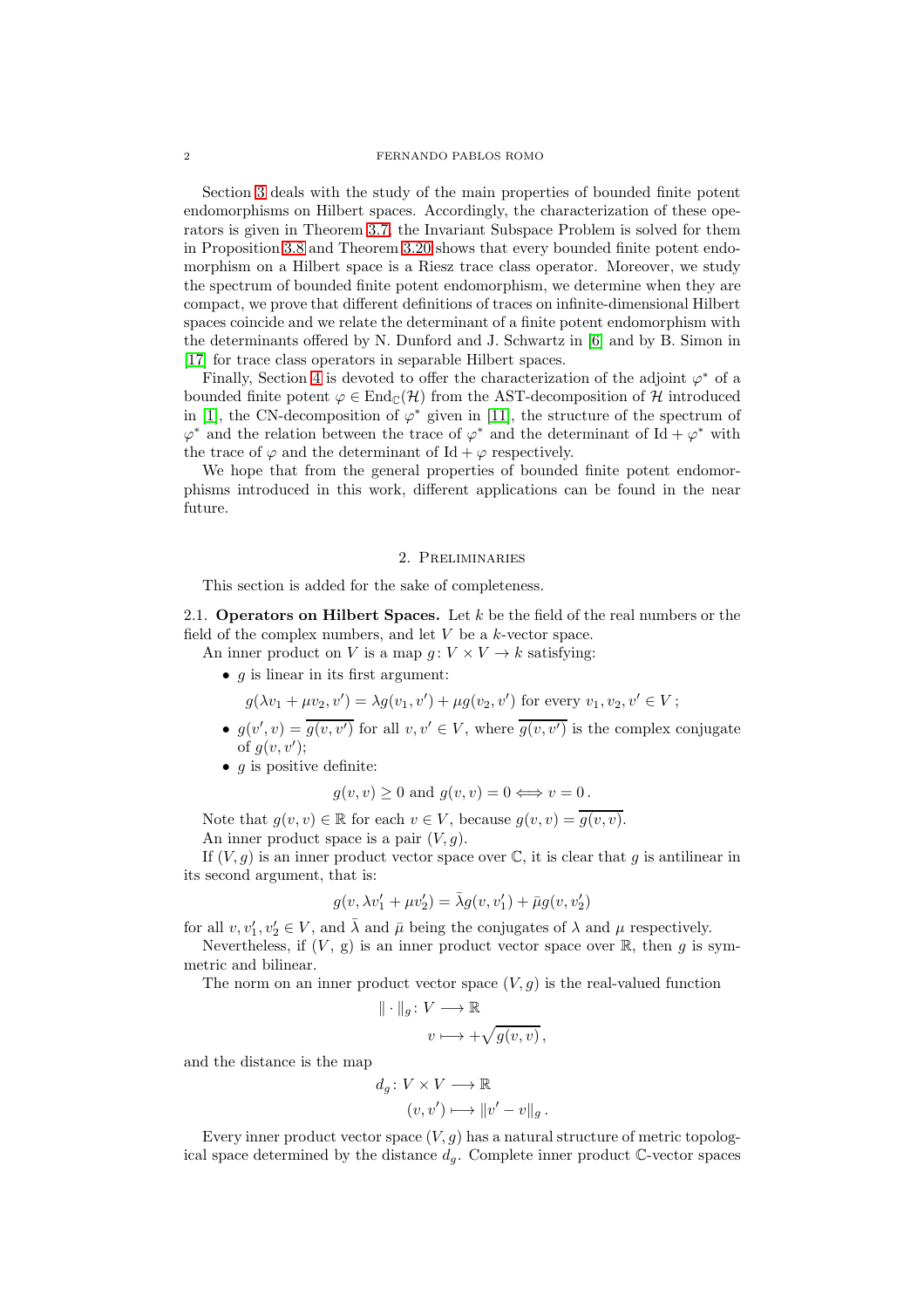Section 3 deals with the study of the main properties of bounded finite potent endomorphisms on Hilbert spaces. Accordingly, the characterization of these operators is given in Theorem 3.7, the Invariant Subspace Problem is solved for them in Proposition 3.8 and Theorem 3.20 shows that every bounded finite potent endomorphism on a Hilbert space is a Riesz trace class operator. Moreover, we study the spectrum of bounded finite potent endomorphism, we determine when they are compact, we prove that different definitions of traces on infinite-dimensional Hilbert spaces coincide and we relate the determinant of a finite potent endomorphism with the determinants offered by N. Dunford and J. Schwartz in [6] and by B. Simon in [17] for trace class operators in separable Hilbert spaces.

Finally, Section 4 is devoted to offer the characterization of the adjoint $\varphi^*$ of a bounded finite potent $\varphi \in \mathrm{End}_{\mathbb{C}}(\mathcal{H})$ from the AST-decomposition of $\mathcal{H}$ introduced in [1], the CN-decomposition of $\varphi^*$ given in [11], the structure of the spectrum of $\varphi^*$ and the relation between the trace of $\varphi^*$ and the determinant of $\mathrm{Id} + \varphi^*$ with the trace of $\varphi$ and the determinant of $\mathrm{Id} + \varphi$ respectively.

We hope that from the general properties of bounded finite potent endomorphisms introduced in this work, different applications can be found in the near future.

## 2. Preliminaries

This section is added for the sake of completeness.

### 2.1. Operators on Hilbert Spaces.

Let $k$ be the field of the real numbers or the field of the complex numbers, and let $V$ be a $k$-vector space.

An inner product on $V$ is a map $g \colon V \times V \to k$ satisfying:

- $g$ is linear in its first argument:

$$g(\lambda v_1 + \mu v_2, v') = \lambda g(v_1, v') + \mu g(v_2, v') \text{ for every } v_1, v_2, v' \in V\,;$$

- $g(v', v) = \overline{g(v, v')}$ for all $v, v' \in V$, where $\overline{g(v, v')}$ is the complex conjugate of $g(v, v')$;
- $g$ is positive definite:

$$g(v, v) \geq 0 \text{ and } g(v, v) = 0 \iff v = 0\,.$$

Note that $g(v, v) \in \mathbb{R}$ for each $v \in V$, because $g(v, v) = \overline{g(v, v)}$.

An inner product space is a pair $(V, g)$.

If $(V, g)$ is an inner product vector space over $\mathbb{C}$, it is clear that $g$ is antilinear in its second argument, that is:

$$g(v, \lambda v_1' + \mu v_2') = \bar{\lambda} g(v, v_1') + \bar{\mu} g(v, v_2')$$

for all $v, v_1', v_2' \in V$, and $\bar{\lambda}$ and $\bar{\mu}$ being the conjugates of $\lambda$ and $\mu$ respectively.

Nevertheless, if $(V,\ g)$ is an inner product vector space over $\mathbb{R}$, then $g$ is symmetric and bilinear.

The norm on an inner product vector space $(V, g)$ is the real-valued function

$$\begin{aligned} \| \cdot \|_g \colon V &\longrightarrow \mathbb{R} \\ v &\longmapsto +\sqrt{g(v, v)}\,, \end{aligned}$$

and the distance is the map

$$\begin{aligned} d_g \colon V \times V &\longrightarrow \mathbb{R} \\ (v, v') &\longmapsto \|v' - v\|_g\,. \end{aligned}$$

Every inner product vector space $(V, g)$ has a natural structure of metric topological space determined by the distance $d_g$. Complete inner product $\mathbb{C}$-vector spaces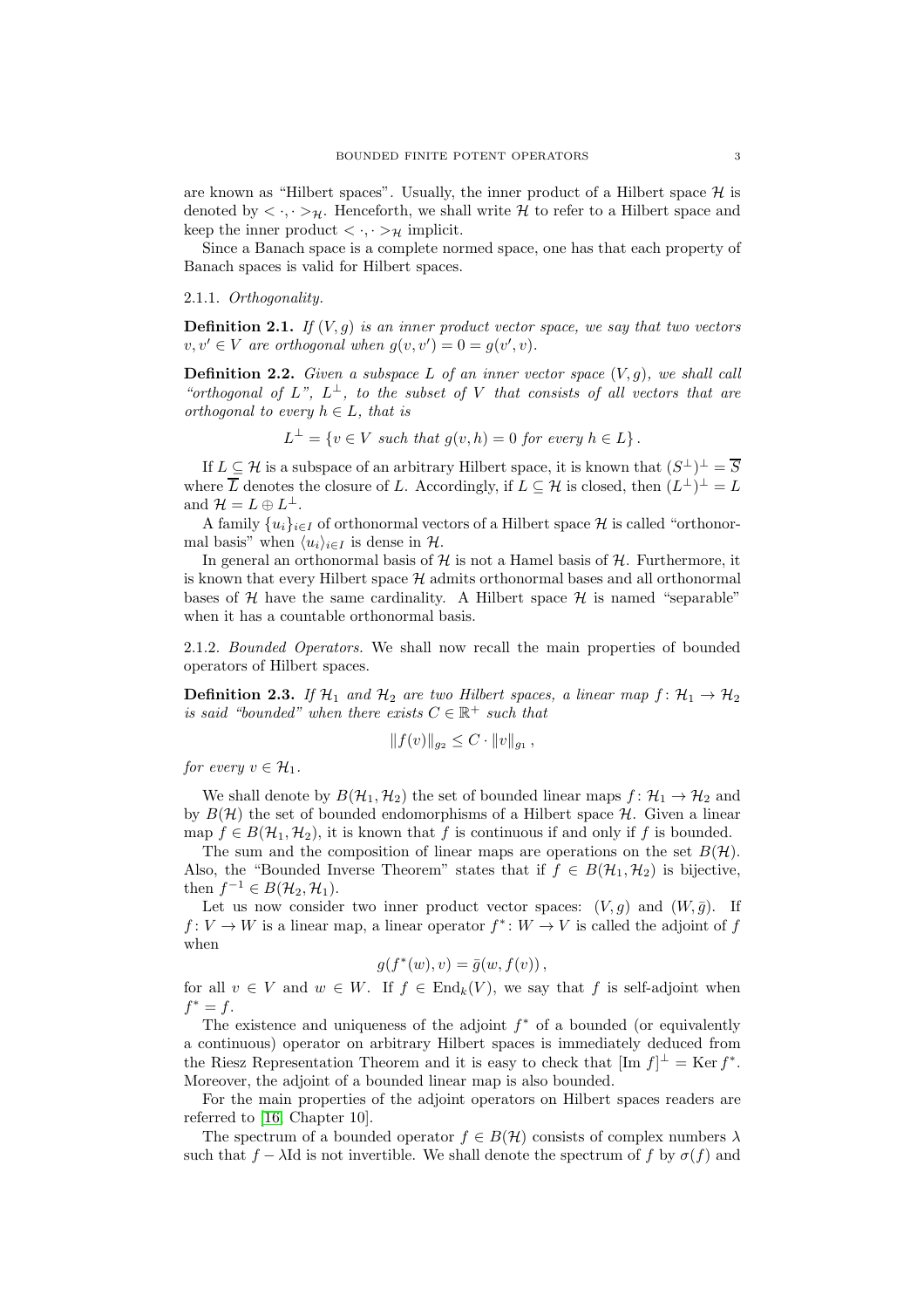are known as "Hilbert spaces". Usually, the inner product of a Hilbert space $\mathcal{H}$ is denoted by $< \cdot, \cdot >_{\mathcal{H}}$. Henceforth, we shall write $\mathcal{H}$ to refer to a Hilbert space and keep the inner product $< \cdot, \cdot >_{\mathcal{H}}$ implicit.

Since a Banach space is a complete normed space, one has that each property of Banach spaces is valid for Hilbert spaces.

2.1.1. *Orthogonality.*

**Definition 2.1.** *If $(V, g)$ is an inner product vector space, we say that two vectors $v, v' \in V$ are orthogonal when $g(v, v') = 0 = g(v', v)$.*

**Definition 2.2.** *Given a subspace $L$ of an inner vector space $(V, g)$, we shall call "orthogonal of $L$", $L^{\perp}$, to the subset of $V$ that consists of all vectors that are orthogonal to every $h \in L$, that is*

$$L^{\perp} = \{v \in V \text{ such that } g(v, h) = 0 \text{ for every } h \in L\} .$$

If $L \subseteq \mathcal{H}$ is a subspace of an arbitrary Hilbert space, it is known that $(S^{\perp})^{\perp} = \overline{S}$ where $\overline{L}$ denotes the closure of $L$. Accordingly, if $L \subseteq \mathcal{H}$ is closed, then $(L^{\perp})^{\perp} = L$ and $\mathcal{H} = L \oplus L^{\perp}$.

A family $\{u_i\}_{i \in I}$ of orthonormal vectors of a Hilbert space $\mathcal{H}$ is called "orthonormal basis" when $\langle u_i \rangle_{i \in I}$ is dense in $\mathcal{H}$.

In general an orthonormal basis of $\mathcal{H}$ is not a Hamel basis of $\mathcal{H}$. Furthermore, it is known that every Hilbert space $\mathcal{H}$ admits orthonormal bases and all orthonormal bases of $\mathcal{H}$ have the same cardinality. A Hilbert space $\mathcal{H}$ is named "separable" when it has a countable orthonormal basis.

2.1.2. *Bounded Operators.* We shall now recall the main properties of bounded operators of Hilbert spaces.

**Definition 2.3.** *If $\mathcal{H}_1$ and $\mathcal{H}_2$ are two Hilbert spaces, a linear map $f \colon \mathcal{H}_1 \to \mathcal{H}_2$ is said "bounded" when there exists $C \in \mathbb{R}^+$ such that*

$$\|f(v)\|_{g_2} \leq C \cdot \|v\|_{g_1} ,$$

*for every $v \in \mathcal{H}_1$.*

We shall denote by $B(\mathcal{H}_1, \mathcal{H}_2)$ the set of bounded linear maps $f \colon \mathcal{H}_1 \to \mathcal{H}_2$ and by $B(\mathcal{H})$ the set of bounded endomorphisms of a Hilbert space $\mathcal{H}$. Given a linear map $f \in B(\mathcal{H}_1, \mathcal{H}_2)$, it is known that $f$ is continuous if and only if $f$ is bounded.

The sum and the composition of linear maps are operations on the set $B(\mathcal{H})$. Also, the "Bounded Inverse Theorem" states that if $f \in B(\mathcal{H}_1, \mathcal{H}_2)$ is bijective, then $f^{-1} \in B(\mathcal{H}_2, \mathcal{H}_1)$.

Let us now consider two inner product vector spaces: $(V, g)$ and $(W, \bar{g})$. If $f \colon V \to W$ is a linear map, a linear operator $f^* \colon W \to V$ is called the adjoint of $f$ when

$$g(f^*(w), v) = \bar{g}(w, f(v)) ,$$

for all $v \in V$ and $w \in W$. If $f \in \operatorname{End}_k(V)$, we say that $f$ is self-adjoint when $f^* = f$.

The existence and uniqueness of the adjoint $f^*$ of a bounded (or equivalently a continuous) operator on arbitrary Hilbert spaces is immediately deduced from the Riesz Representation Theorem and it is easy to check that $[\operatorname{Im} f]^{\perp} = \operatorname{Ker} f^*$. Moreover, the adjoint of a bounded linear map is also bounded.

For the main properties of the adjoint operators on Hilbert spaces readers are referred to [16, Chapter 10].

The spectrum of a bounded operator $f \in B(\mathcal{H})$ consists of complex numbers $\lambda$ such that $f - \lambda \mathrm{Id}$ is not invertible. We shall denote the spectrum of $f$ by $\sigma(f)$ and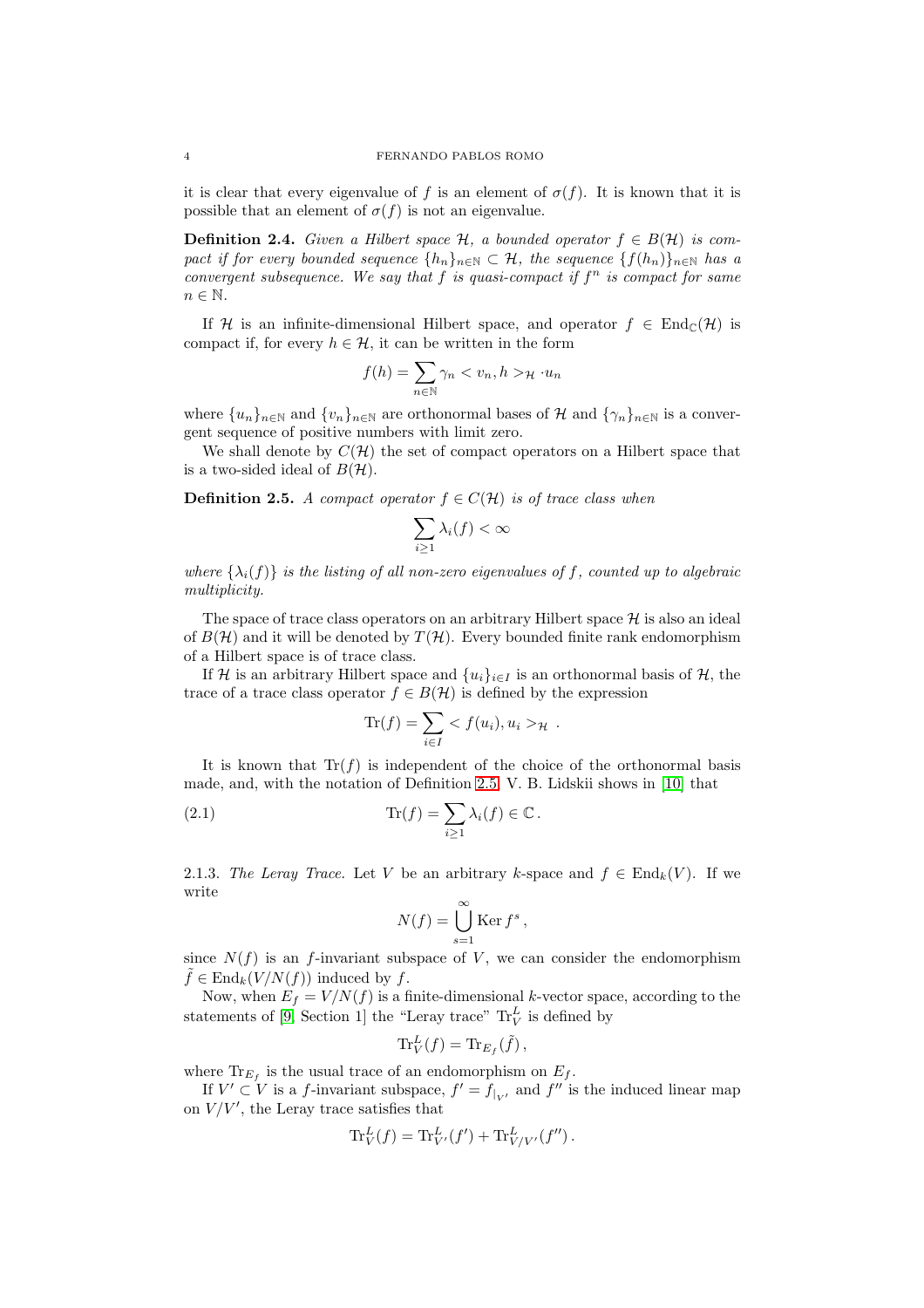it is clear that every eigenvalue of $f$ is an element of $\sigma(f)$. It is known that it is possible that an element of $\sigma(f)$ is not an eigenvalue.

**Definition 2.4.** *Given a Hilbert space $\mathcal{H}$, a bounded operator $f \in B(\mathcal{H})$ is compact if for every bounded sequence $\{h_n\}_{n\in\mathbb{N}} \subset \mathcal{H}$, the sequence $\{f(h_n)\}_{n\in\mathbb{N}}$ has a convergent subsequence. We say that $f$ is quasi-compact if $f^n$ is compact for same $n \in \mathbb{N}$.*

If $\mathcal{H}$ is an infinite-dimensional Hilbert space, and operator $f \in \operatorname{End}_{\mathbb{C}}(\mathcal{H})$ is compact if, for every $h \in \mathcal{H}$, it can be written in the form

$$f(h) = \sum_{n\in\mathbb{N}} \gamma_n < v_n, h >_{\mathcal{H}} \cdot u_n$$

where $\{u_n\}_{n\in\mathbb{N}}$ and $\{v_n\}_{n\in\mathbb{N}}$ are orthonormal bases of $\mathcal{H}$ and $\{\gamma_n\}_{n\in\mathbb{N}}$ is a convergent sequence of positive numbers with limit zero.

We shall denote by $C(\mathcal{H})$ the set of compact operators on a Hilbert space that is a two-sided ideal of $B(\mathcal{H})$.

**Definition 2.5.** *A compact operator $f \in C(\mathcal{H})$ is of trace class when*

$$\sum_{i\geq 1} \lambda_i(f) < \infty$$

*where $\{\lambda_i(f)\}$ is the listing of all non-zero eigenvalues of $f$, counted up to algebraic multiplicity.*

The space of trace class operators on an arbitrary Hilbert space $\mathcal{H}$ is also an ideal of $B(\mathcal{H})$ and it will be denoted by $T(\mathcal{H})$. Every bounded finite rank endomorphism of a Hilbert space is of trace class.

If $\mathcal{H}$ is an arbitrary Hilbert space and $\{u_i\}_{i\in I}$ is an orthonormal basis of $\mathcal{H}$, the trace of a trace class operator $f \in B(\mathcal{H})$ is defined by the expression

$$\operatorname{Tr}(f) = \sum_{i\in I} < f(u_i), u_i >_{\mathcal{H}} .$$

It is known that $\operatorname{Tr}(f)$ is independent of the choice of the orthonormal basis made, and, with the notation of Definition 2.5, V. B. Lidskii shows in [10] that

$$\operatorname{Tr}(f) = \sum_{i\geq 1} \lambda_i(f) \in \mathbb{C} . \tag{2.1}$$

2.1.3. *The Leray Trace.* Let $V$ be an arbitrary $k$-space and $f \in \operatorname{End}_k(V)$. If we write

$$N(f) = \bigcup_{s=1}^{\infty} \operatorname{Ker} f^s ,$$

since $N(f)$ is an $f$-invariant subspace of $V$, we can consider the endomorphism $\tilde{f} \in \operatorname{End}_k(V/N(f))$ induced by $f$.

Now, when $E_f = V/N(f)$ is a finite-dimensional $k$-vector space, according to the statements of [9, Section 1] the "Leray trace" $\operatorname{Tr}_V^L$ is defined by

$$\operatorname{Tr}_V^L(f) = \operatorname{Tr}_{E_f}(\tilde{f}) ,$$

where $\operatorname{Tr}_{E_f}$ is the usual trace of an endomorphism on $E_f$.

If $V' \subset V$ is a $f$-invariant subspace, $f' = f_{|_{V'}}$ and $f''$ is the induced linear map on $V/V'$, the Leray trace satisfies that

$$\operatorname{Tr}_V^L(f) = \operatorname{Tr}_{V'}^L(f') + \operatorname{Tr}_{V/V'}^L(f'') .$$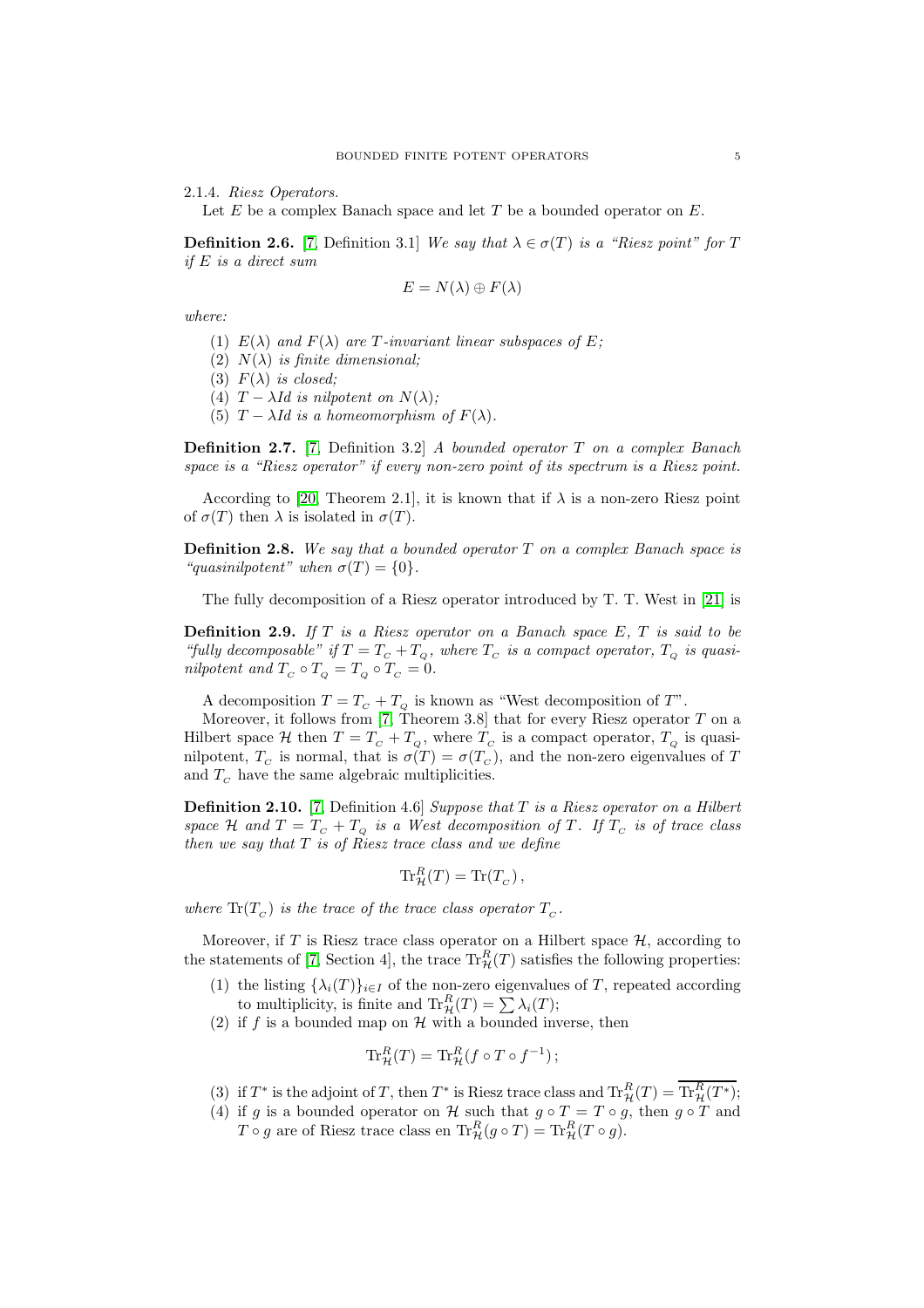2.1.4. *Riesz Operators.*

Let $E$ be a complex Banach space and let $T$ be a bounded operator on $E$.

**Definition 2.6.** [7, Definition 3.1] *We say that $\lambda \in \sigma(T)$ is a "Riesz point" for $T$ if $E$ is a direct sum*

$$E = N(\lambda) \oplus F(\lambda)$$

*where:*

1. *$E(\lambda)$ and $F(\lambda)$ are $T$-invariant linear subspaces of $E$;*
2. *$N(\lambda)$ is finite dimensional;*
3. *$F(\lambda)$ is closed;*
4. *$T - \lambda Id$ is nilpotent on $N(\lambda)$;*
5. *$T - \lambda Id$ is a homeomorphism of $F(\lambda)$.*

**Definition 2.7.** [7, Definition 3.2] *A bounded operator $T$ on a complex Banach space is a "Riesz operator" if every non-zero point of its spectrum is a Riesz point.*

According to [20, Theorem 2.1], it is known that if $\lambda$ is a non-zero Riesz point of $\sigma(T)$ then $\lambda$ is isolated in $\sigma(T)$.

**Definition 2.8.** *We say that a bounded operator $T$ on a complex Banach space is "quasinilpotent" when $\sigma(T) = \{0\}$.*

The fully decomposition of a Riesz operator introduced by T. T. West in [21] is

**Definition 2.9.** *If $T$ is a Riesz operator on a Banach space $E$, $T$ is said to be "fully decomposable" if $T = T_C + T_Q$, where $T_C$ is a compact operator, $T_Q$ is quasinilpotent and $T_C \circ T_Q = T_Q \circ T_C = 0$.*

A decomposition $T = T_C + T_Q$ is known as "West decomposition of $T$".

Moreover, it follows from [7, Theorem 3.8] that for every Riesz operator $T$ on a Hilbert space $\mathcal{H}$ then $T = T_C + T_Q$, where $T_C$ is a compact operator, $T_Q$ is quasinilpotent, $T_C$ is normal, that is $\sigma(T) = \sigma(T_C)$, and the non-zero eigenvalues of $T$ and $T_C$ have the same algebraic multiplicities.

**Definition 2.10.** [7, Definition 4.6] *Suppose that $T$ is a Riesz operator on a Hilbert space $\mathcal{H}$ and $T = T_C + T_Q$ is a West decomposition of $T$. If $T_C$ is of trace class then we say that $T$ is of Riesz trace class and we define*

$$\mathrm{Tr}^R_{\mathcal{H}}(T) = \mathrm{Tr}(T_C)\,,$$

*where $\mathrm{Tr}(T_C)$ is the trace of the trace class operator $T_C$.*

Moreover, if $T$ is Riesz trace class operator on a Hilbert space $\mathcal{H}$, according to the statements of [7, Section 4], the trace $\mathrm{Tr}^R_{\mathcal{H}}(T)$ satisfies the following properties:

1. the listing $\{\lambda_i(T)\}_{i\in I}$ of the non-zero eigenvalues of $T$, repeated according to multiplicity, is finite and $\mathrm{Tr}^R_{\mathcal{H}}(T) = \sum \lambda_i(T)$;
2. if $f$ is a bounded map on $\mathcal{H}$ with a bounded inverse, then
$$\mathrm{Tr}^R_{\mathcal{H}}(T) = \mathrm{Tr}^R_{\mathcal{H}}(f \circ T \circ f^{-1})\,;$$
3. if $T^*$ is the adjoint of $T$, then $T^*$ is Riesz trace class and $\mathrm{Tr}^R_{\mathcal{H}}(T) = \overline{\mathrm{Tr}^R_{\mathcal{H}}(T^*)}$;
4. if $g$ is a bounded operator on $\mathcal{H}$ such that $g \circ T = T \circ g$, then $g \circ T$ and $T \circ g$ are of Riesz trace class en $\mathrm{Tr}^R_{\mathcal{H}}(g \circ T) = \mathrm{Tr}^R_{\mathcal{H}}(T \circ g)$.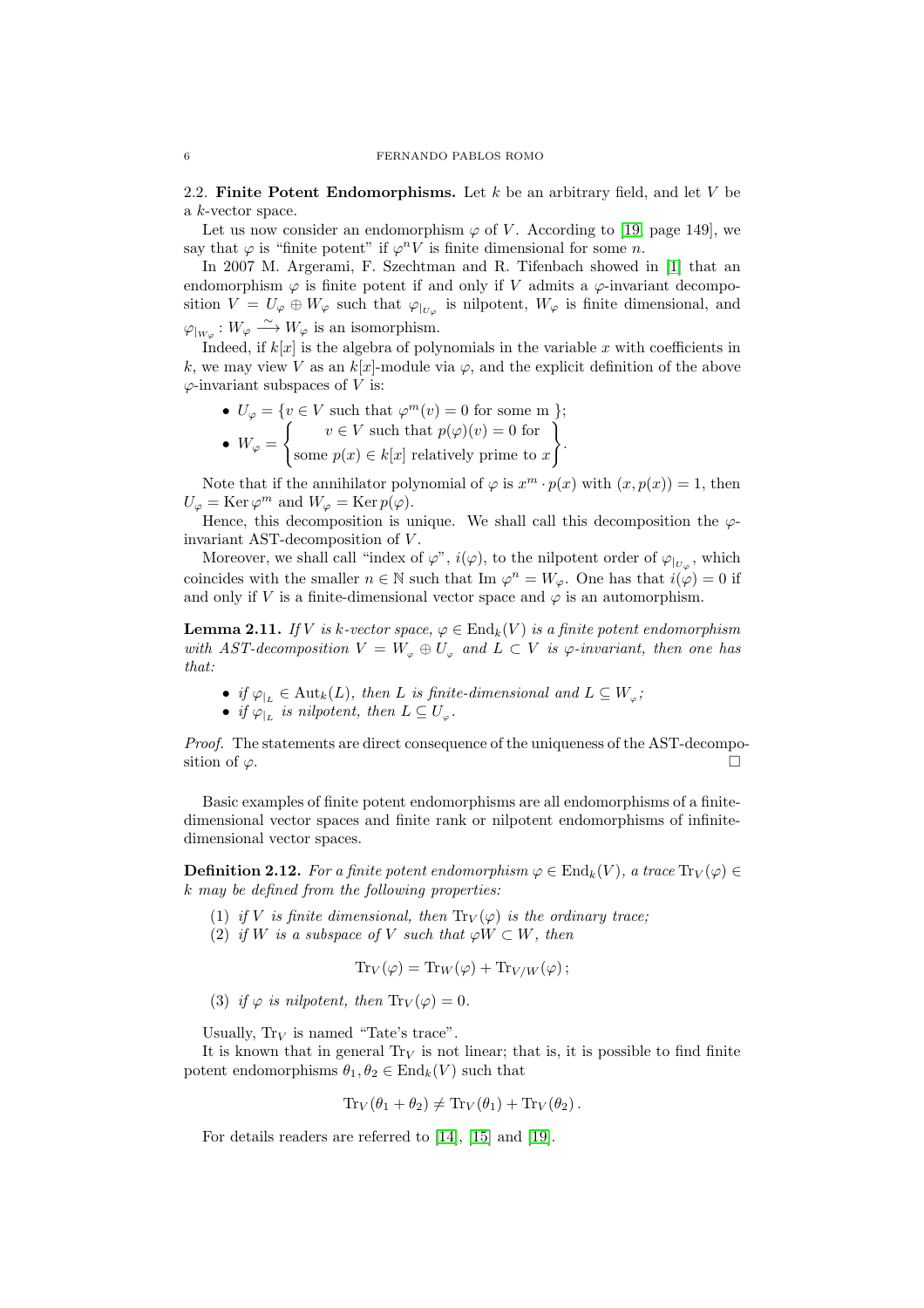2.2. **Finite Potent Endomorphisms.** Let $k$ be an arbitrary field, and let $V$ be a $k$-vector space.

Let us now consider an endomorphism $\varphi$ of $V$. According to [19, page 149], we say that $\varphi$ is "finite potent" if $\varphi^n V$ is finite dimensional for some $n$.

In 2007 M. Argerami, F. Szechtman and R. Tifenbach showed in [1] that an endomorphism $\varphi$ is finite potent if and only if $V$ admits a $\varphi$-invariant decomposition $V = U_\varphi \oplus W_\varphi$ such that $\varphi_{|_{U_\varphi}}$ is nilpotent, $W_\varphi$ is finite dimensional, and $\varphi_{|_{W_\varphi}} \colon W_\varphi \xrightarrow{\sim} W_\varphi$ is an isomorphism.

Indeed, if $k[x]$ is the algebra of polynomials in the variable $x$ with coefficients in $k$, we may view $V$ as an $k[x]$-module via $\varphi$, and the explicit definition of the above $\varphi$-invariant subspaces of $V$ is:

- $U_\varphi = \{v \in V \text{ such that } \varphi^m(v) = 0 \text{ for some m } \}$;
- $W_\varphi = \left\{ \begin{matrix} v \in V \text{ such that } p(\varphi)(v) = 0 \text{ for} \\ \text{some } p(x) \in k[x] \text{ relatively prime to } x \end{matrix} \right\}$.

Note that if the annihilator polynomial of $\varphi$ is $x^m \cdot p(x)$ with $(x, p(x)) = 1$, then $U_\varphi = \operatorname{Ker} \varphi^m$ and $W_\varphi = \operatorname{Ker} p(\varphi)$.

Hence, this decomposition is unique. We shall call this decomposition the $\varphi$-invariant AST-decomposition of $V$.

Moreover, we shall call "index of $\varphi$", $i(\varphi)$, to the nilpotent order of $\varphi_{|_{U_\varphi}}$, which coincides with the smaller $n \in \mathbb{N}$ such that $\operatorname{Im} \varphi^n = W_\varphi$. One has that $i(\varphi) = 0$ if and only if $V$ is a finite-dimensional vector space and $\varphi$ is an automorphism.

**Lemma 2.11.** *If $V$ is $k$-vector space, $\varphi \in \operatorname{End}_k(V)$ is a finite potent endomorphism with AST-decomposition $V = W_\varphi \oplus U_\varphi$ and $L \subset V$ is $\varphi$-invariant, then one has that:*

- *if $\varphi_{|_L} \in \operatorname{Aut}_k(L)$, then $L$ is finite-dimensional and $L \subseteq W_\varphi$;*
- *if $\varphi_{|_L}$ is nilpotent, then $L \subseteq U_\varphi$.*

*Proof.* The statements are direct consequence of the uniqueness of the AST-decomposition of $\varphi$. □

Basic examples of finite potent endomorphisms are all endomorphisms of a finite-dimensional vector spaces and finite rank or nilpotent endomorphisms of infinite-dimensional vector spaces.

**Definition 2.12.** *For a finite potent endomorphism $\varphi \in \operatorname{End}_k(V)$, a trace $\operatorname{Tr}_V(\varphi) \in k$ may be defined from the following properties:*

1. *if $V$ is finite dimensional, then $\operatorname{Tr}_V(\varphi)$ is the ordinary trace;*
2. *if $W$ is a subspace of $V$ such that $\varphi W \subset W$, then*
$$\operatorname{Tr}_V(\varphi) = \operatorname{Tr}_W(\varphi) + \operatorname{Tr}_{V/W}(\varphi);$$
3. *if $\varphi$ is nilpotent, then $\operatorname{Tr}_V(\varphi) = 0$.*

Usually, $\operatorname{Tr}_V$ is named "Tate's trace".

It is known that in general $\operatorname{Tr}_V$ is not linear; that is, it is possible to find finite potent endomorphisms $\theta_1, \theta_2 \in \operatorname{End}_k(V)$ such that

$$\operatorname{Tr}_V(\theta_1 + \theta_2) \neq \operatorname{Tr}_V(\theta_1) + \operatorname{Tr}_V(\theta_2).$$

For details readers are referred to [14], [15] and [19].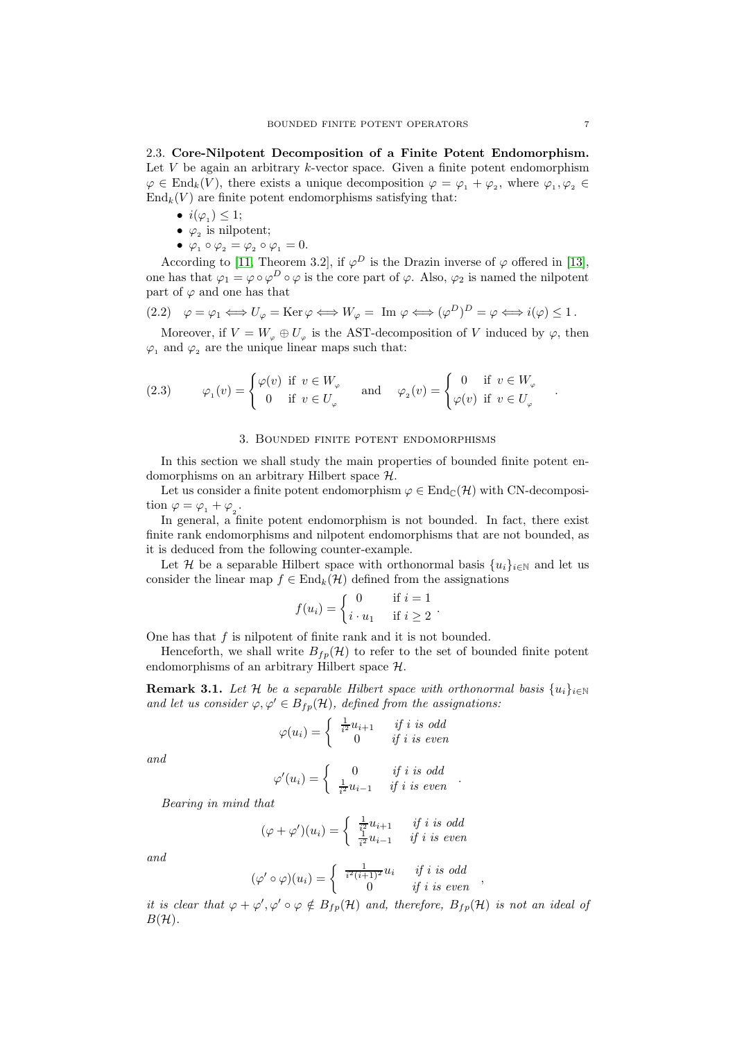2.3. **Core-Nilpotent Decomposition of a Finite Potent Endomorphism.** Let $V$ be again an arbitrary $k$-vector space. Given a finite potent endomorphism $\varphi \in \text{End}_k(V)$, there exists a unique decomposition $\varphi = \varphi_1 + \varphi_2$, where $\varphi_1, \varphi_2 \in \text{End}_k(V)$ are finite potent endomorphisms satisfying that:

- $i(\varphi_1) \leq 1$;
- $\varphi_2$ is nilpotent;
- $\varphi_1 \circ \varphi_2 = \varphi_2 \circ \varphi_1 = 0$.

According to [11, Theorem 3.2], if $\varphi^D$ is the Drazin inverse of $\varphi$ offered in [13], one has that $\varphi_1 = \varphi \circ \varphi^D \circ \varphi$ is the core part of $\varphi$. Also, $\varphi_2$ is named the nilpotent part of $\varphi$ and one has that

$$\varphi = \varphi_1 \iff U_\varphi = \text{Ker}\,\varphi \iff W_\varphi = \text{Im}\,\varphi \iff (\varphi^D)^D = \varphi \iff i(\varphi) \leq 1\,. \tag{2.2}$$

Moreover, if $V = W_\varphi \oplus U_\varphi$ is the AST-decomposition of $V$ induced by $\varphi$, then $\varphi_1$ and $\varphi_2$ are the unique linear maps such that:

$$\varphi_1(v) = \begin{cases} \varphi(v) & \text{if } v \in W_\varphi \\ 0 & \text{if } v \in U_\varphi \end{cases} \quad \text{and} \quad \varphi_2(v) = \begin{cases} 0 & \text{if } v \in W_\varphi \\ \varphi(v) & \text{if } v \in U_\varphi \end{cases}. \tag{2.3}$$

## 3. Bounded finite potent endomorphisms

In this section we shall study the main properties of bounded finite potent endomorphisms on an arbitrary Hilbert space $\mathcal{H}$.

Let us consider a finite potent endomorphism $\varphi \in \text{End}_\mathbb{C}(\mathcal{H})$ with CN-decomposition $\varphi = \varphi_1 + \varphi_2$.

In general, a finite potent endomorphism is not bounded. In fact, there exist finite rank endomorphisms and nilpotent endomorphisms that are not bounded, as it is deduced from the following counter-example.

Let $\mathcal{H}$ be a separable Hilbert space with orthonormal basis $\{u_i\}_{i\in\mathbb{N}}$ and let us consider the linear map $f \in \text{End}_k(\mathcal{H})$ defined from the assignations

$$f(u_i) = \begin{cases} 0 & \text{if } i = 1 \\ i \cdot u_1 & \text{if } i \geq 2 \end{cases}.$$

One has that $f$ is nilpotent of finite rank and it is not bounded.

Henceforth, we shall write $B_{fp}(\mathcal{H})$ to refer to the set of bounded finite potent endomorphisms of an arbitrary Hilbert space $\mathcal{H}$.

**Remark 3.1.** *Let $\mathcal{H}$ be a separable Hilbert space with orthonormal basis $\{u_i\}_{i\in\mathbb{N}}$ and let us consider $\varphi, \varphi' \in B_{fp}(\mathcal{H})$, defined from the assignations:*

$$\varphi(u_i) = \begin{cases} \frac{1}{i^2} u_{i+1} & \text{if } i \text{ is odd} \\ 0 & \text{if } i \text{ is even} \end{cases}$$

*and*

$$\varphi'(u_i) = \begin{cases} 0 & \text{if } i \text{ is odd} \\ \frac{1}{i^2} u_{i-1} & \text{if } i \text{ is even} \end{cases}.$$

*Bearing in mind that*

$$(\varphi + \varphi')(u_i) = \begin{cases} \frac{1}{i^2} u_{i+1} & \text{if } i \text{ is odd} \\ \frac{1}{i^2} u_{i-1} & \text{if } i \text{ is even} \end{cases}$$

*and*

$$(\varphi' \circ \varphi)(u_i) = \begin{cases} \frac{1}{i^2 (i+1)^2} u_i & \text{if } i \text{ is odd} \\ 0 & \text{if } i \text{ is even} \end{cases},$$

*it is clear that $\varphi + \varphi', \varphi' \circ \varphi \notin B_{fp}(\mathcal{H})$ and, therefore, $B_{fp}(\mathcal{H})$ is not an ideal of $B(\mathcal{H})$.*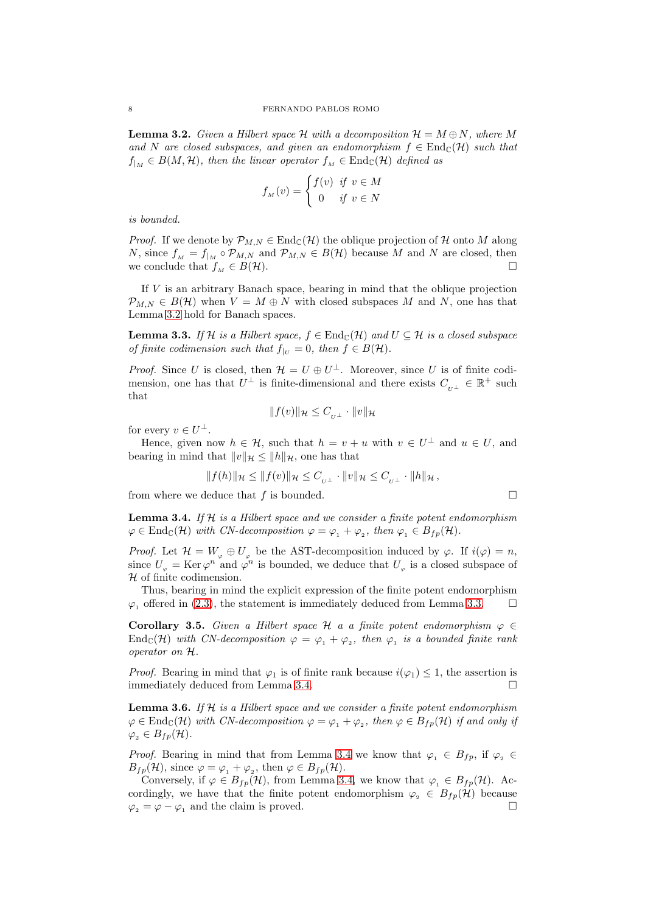**Lemma 3.2.** *Given a Hilbert space $\mathcal{H}$ with a decomposition $\mathcal{H} = M \oplus N$, where $M$ and $N$ are closed subspaces, and given an endomorphism $f \in \operatorname{End}_{\mathbb{C}}(\mathcal{H})$ such that $f_{|_M} \in B(M, \mathcal{H})$, then the linear operator $f_{_M} \in \operatorname{End}_{\mathbb{C}}(\mathcal{H})$ defined as*

$$f_{_M}(v) = \begin{cases} f(v) & \text{if } v \in M \\ 0 & \text{if } v \in N \end{cases}$$

*is bounded.*

*Proof.* If we denote by $\mathcal{P}_{M,N} \in \operatorname{End}_{\mathbb{C}}(\mathcal{H})$ the oblique projection of $\mathcal{H}$ onto $M$ along $N$, since $f_{_M} = f_{|_M} \circ \mathcal{P}_{M,N}$ and $\mathcal{P}_{M,N} \in B(\mathcal{H})$ because $M$ and $N$ are closed, then we conclude that $f_{_M} \in B(\mathcal{H})$. □

If $V$ is an arbitrary Banach space, bearing in mind that the oblique projection $\mathcal{P}_{M,N} \in B(\mathcal{H})$ when $V = M \oplus N$ with closed subspaces $M$ and $N$, one has that Lemma 3.2 hold for Banach spaces.

**Lemma 3.3.** *If $\mathcal{H}$ is a Hilbert space, $f \in \operatorname{End}_{\mathbb{C}}(\mathcal{H})$ and $U \subseteq \mathcal{H}$ is a closed subspace of finite codimension such that $f_{|_U} = 0$, then $f \in B(\mathcal{H})$.*

*Proof.* Since $U$ is closed, then $\mathcal{H} = U \oplus U^\perp$. Moreover, since $U$ is of finite codimension, one has that $U^\perp$ is finite-dimensional and there exists $C_{_{U^\perp}} \in \mathbb{R}^+$ such that

$$\|f(v)\|_{\mathcal{H}} \leq C_{_{U^\perp}} \cdot \|v\|_{\mathcal{H}}$$

for every $v \in U^\perp$.

Hence, given now $h \in \mathcal{H}$, such that $h = v + u$ with $v \in U^\perp$ and $u \in U$, and bearing in mind that $\|v\|_{\mathcal{H}} \leq \|h\|_{\mathcal{H}}$, one has that

$$\|f(h)\|_{\mathcal{H}} \leq \|f(v)\|_{\mathcal{H}} \leq C_{_{U^\perp}} \cdot \|v\|_{\mathcal{H}} \leq C_{_{U^\perp}} \cdot \|h\|_{\mathcal{H}},$$

from where we deduce that $f$ is bounded. □

**Lemma 3.4.** *If $\mathcal{H}$ is a Hilbert space and we consider a finite potent endomorphism $\varphi \in \operatorname{End}_{\mathbb{C}}(\mathcal{H})$ with CN-decomposition $\varphi = \varphi_{_1} + \varphi_{_2}$, then $\varphi_{_1} \in B_{fp}(\mathcal{H})$.*

*Proof.* Let $\mathcal{H} = W_{_\varphi} \oplus U_{_\varphi}$ be the AST-decomposition induced by $\varphi$. If $i(\varphi) = n$, since $U_{_\varphi} = \operatorname{Ker} \varphi^n$ and $\varphi^n$ is bounded, we deduce that $U_{_\varphi}$ is a closed subspace of $\mathcal{H}$ of finite codimension.

Thus, bearing in mind the explicit expression of the finite potent endomorphism $\varphi_{_1}$ offered in (2.3), the statement is immediately deduced from Lemma 3.3. □

**Corollary 3.5.** *Given a Hilbert space $\mathcal{H}$ a a finite potent endomorphism $\varphi \in \operatorname{End}_{\mathbb{C}}(\mathcal{H})$ with CN-decomposition $\varphi = \varphi_{_1} + \varphi_{_2}$, then $\varphi_{_1}$ is a bounded finite rank operator on $\mathcal{H}$.*

*Proof.* Bearing in mind that $\varphi_1$ is of finite rank because $i(\varphi_1) \leq 1$, the assertion is immediately deduced from Lemma 3.4. □

**Lemma 3.6.** *If $\mathcal{H}$ is a Hilbert space and we consider a finite potent endomorphism $\varphi \in \operatorname{End}_{\mathbb{C}}(\mathcal{H})$ with CN-decomposition $\varphi = \varphi_{_1} + \varphi_{_2}$, then $\varphi \in B_{fp}(\mathcal{H})$ if and only if $\varphi_{_2} \in B_{fp}(\mathcal{H})$.*

*Proof.* Bearing in mind that from Lemma 3.4 we know that $\varphi_{_1} \in B_{fp}$, if $\varphi_{_2} \in B_{fp}(\mathcal{H})$, since $\varphi = \varphi_{_1} + \varphi_{_2}$, then $\varphi \in B_{fp}(\mathcal{H})$.

Conversely, if $\varphi \in B_{fp}(\mathcal{H})$, from Lemma 3.4, we know that $\varphi_{_1} \in B_{fp}(\mathcal{H})$. Accordingly, we have that the finite potent endomorphism $\varphi_{_2} \in B_{fp}(\mathcal{H})$ because $\varphi_{_2} = \varphi - \varphi_{_1}$ and the claim is proved. □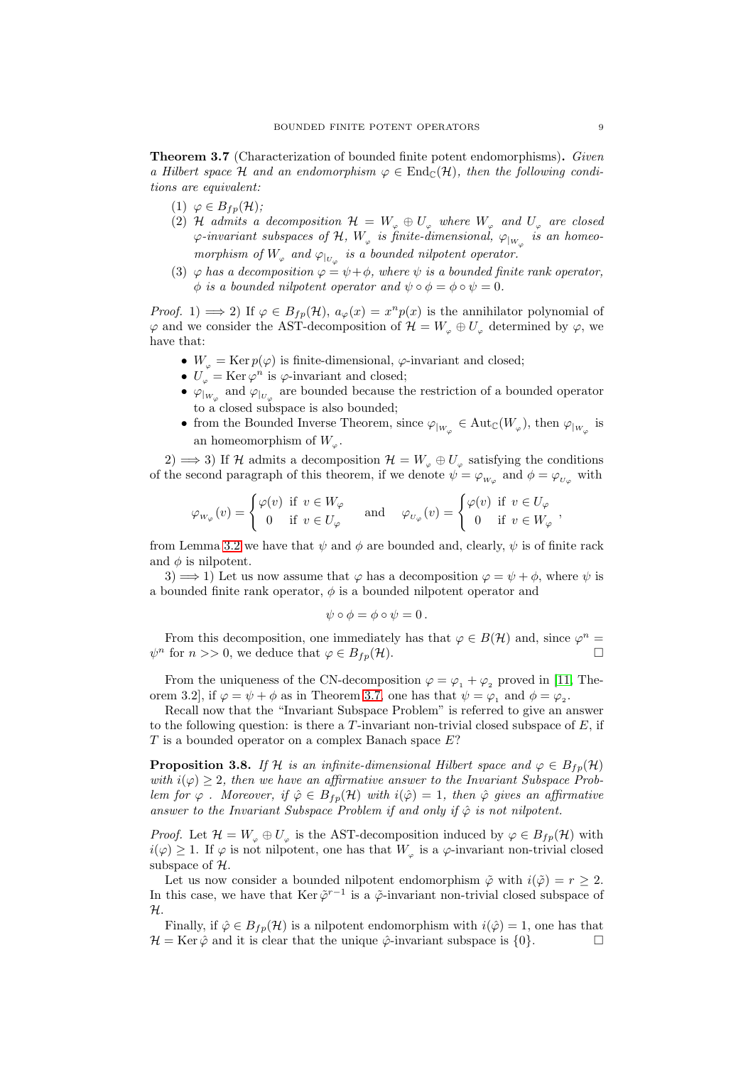**Theorem 3.7** (Characterization of bounded finite potent endomorphisms)**.** *Given a Hilbert space $\mathcal{H}$ and an endomorphism $\varphi \in \operatorname{End}_{\mathbb{C}}(\mathcal{H})$, then the following conditions are equivalent:*

1. *$\varphi \in B_{fp}(\mathcal{H})$;*
2. *$\mathcal{H}$ admits a decomposition $\mathcal{H} = W_\varphi \oplus U_\varphi$ where $W_\varphi$ and $U_\varphi$ are closed $\varphi$-invariant subspaces of $\mathcal{H}$, $W_\varphi$ is finite-dimensional, $\varphi_{|W_\varphi}$ is an homeomorphism of $W_\varphi$ and $\varphi_{|U_\varphi}$ is a bounded nilpotent operator.*
3. *$\varphi$ has a decomposition $\varphi = \psi + \phi$, where $\psi$ is a bounded finite rank operator, $\phi$ is a bounded nilpotent operator and $\psi \circ \phi = \phi \circ \psi = 0$.*

*Proof.* 1) $\Longrightarrow$ 2) If $\varphi \in B_{fp}(\mathcal{H})$, $a_\varphi(x) = x^n p(x)$ is the annihilator polynomial of $\varphi$ and we consider the AST-decomposition of $\mathcal{H} = W_\varphi \oplus U_\varphi$ determined by $\varphi$, we have that:

- $W_\varphi = \operatorname{Ker} p(\varphi)$ is finite-dimensional, $\varphi$-invariant and closed;
- $U_\varphi = \operatorname{Ker} \varphi^n$ is $\varphi$-invariant and closed;
- $\varphi_{|W_\varphi}$ and $\varphi_{|U_\varphi}$ are bounded because the restriction of a bounded operator to a closed subspace is also bounded;
- from the Bounded Inverse Theorem, since $\varphi_{|W_\varphi} \in \operatorname{Aut}_{\mathbb{C}}(W_\varphi)$, then $\varphi_{|W_\varphi}$ is an homeomorphism of $W_\varphi$.

2) $\Longrightarrow$ 3) If $\mathcal{H}$ admits a decomposition $\mathcal{H} = W_\varphi \oplus U_\varphi$ satisfying the conditions of the second paragraph of this theorem, if we denote $\psi = \varphi_{W_\varphi}$ and $\phi = \varphi_{U_\varphi}$ with

$$\varphi_{W_\varphi}(v) = \begin{cases} \varphi(v) & \text{if } v \in W_\varphi \\ 0 & \text{if } v \in U_\varphi \end{cases} \quad \text{and} \quad \varphi_{U_\varphi}(v) = \begin{cases} \varphi(v) & \text{if } v \in U_\varphi \\ 0 & \text{if } v \in W_\varphi \end{cases},$$

from Lemma 3.2 we have that $\psi$ and $\phi$ are bounded and, clearly, $\psi$ is of finite rack and $\phi$ is nilpotent.

3) $\Longrightarrow$ 1) Let us now assume that $\varphi$ has a decomposition $\varphi = \psi + \phi$, where $\psi$ is a bounded finite rank operator, $\phi$ is a bounded nilpotent operator and

$$\psi \circ \phi = \phi \circ \psi = 0\,.$$

From this decomposition, one immediately has that $\varphi \in B(\mathcal{H})$ and, since $\varphi^n = \psi^n$ for $n >> 0$, we deduce that $\varphi \in B_{fp}(\mathcal{H})$. $\square$

From the uniqueness of the CN-decomposition $\varphi = \varphi_1 + \varphi_2$ proved in [11, Theorem 3.2], if $\varphi = \psi + \phi$ as in Theorem 3.7, one has that $\psi = \varphi_1$ and $\phi = \varphi_2$.

Recall now that the "Invariant Subspace Problem" is referred to give an answer to the following question: is there a $T$-invariant non-trivial closed subspace of $E$, if $T$ is a bounded operator on a complex Banach space $E$?

**Proposition 3.8.** *If $\mathcal{H}$ is an infinite-dimensional Hilbert space and $\varphi \in B_{fp}(\mathcal{H})$ with $i(\varphi) \geq 2$, then we have an affirmative answer to the Invariant Subspace Problem for $\varphi$ . Moreover, if $\hat{\varphi} \in B_{fp}(\mathcal{H})$ with $i(\hat{\varphi}) = 1$, then $\hat{\varphi}$ gives an affirmative answer to the Invariant Subspace Problem if and only if $\hat{\varphi}$ is not nilpotent.*

*Proof.* Let $\mathcal{H} = W_\varphi \oplus U_\varphi$ is the AST-decomposition induced by $\varphi \in B_{fp}(\mathcal{H})$ with $i(\varphi) \geq 1$. If $\varphi$ is not nilpotent, one has that $W_\varphi$ is a $\varphi$-invariant non-trivial closed subspace of $\mathcal{H}$.

Let us now consider a bounded nilpotent endomorphism $\tilde{\varphi}$ with $i(\tilde{\varphi}) = r \geq 2$. In this case, we have that $\operatorname{Ker} \tilde{\varphi}^{r-1}$ is a $\tilde{\varphi}$-invariant non-trivial closed subspace of $\mathcal{H}$.

Finally, if $\hat{\varphi} \in B_{fp}(\mathcal{H})$ is a nilpotent endomorphism with $i(\hat{\varphi}) = 1$, one has that $\mathcal{H} = \operatorname{Ker} \hat{\varphi}$ and it is clear that the unique $\hat{\varphi}$-invariant subspace is $\{0\}$. $\square$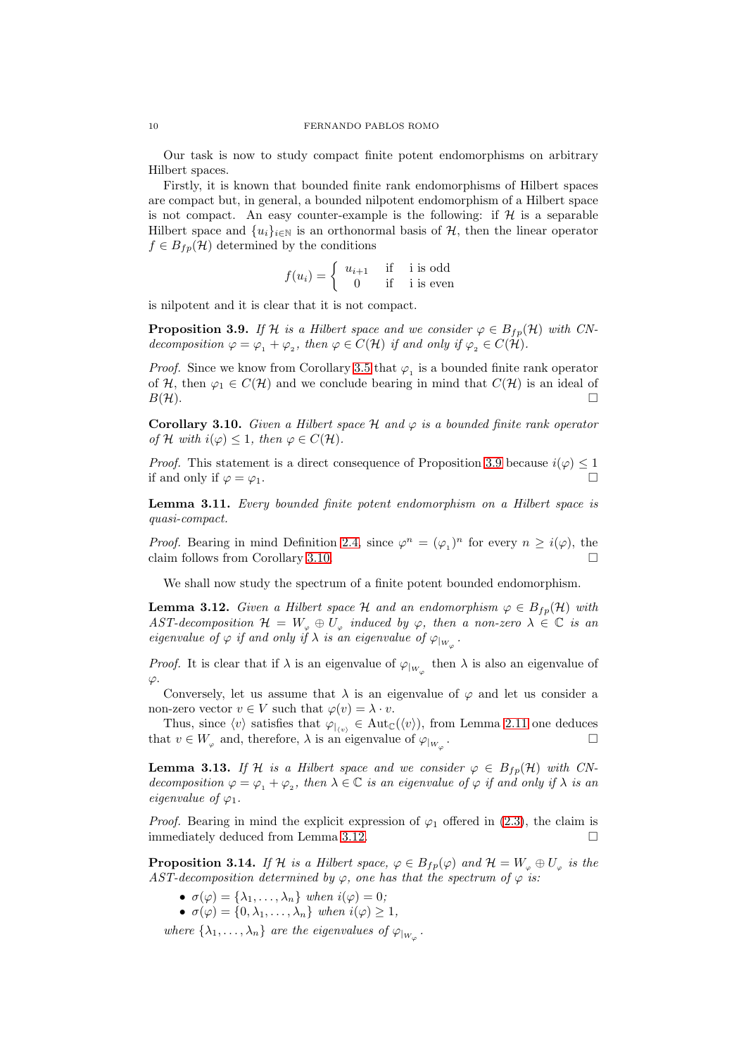Our task is now to study compact finite potent endomorphisms on arbitrary Hilbert spaces.

Firstly, it is known that bounded finite rank endomorphisms of Hilbert spaces are compact but, in general, a bounded nilpotent endomorphism of a Hilbert space is not compact. An easy counter-example is the following: if $\mathcal{H}$ is a separable Hilbert space and $\{u_i\}_{i\in\mathbb{N}}$ is an orthonormal basis of $\mathcal{H}$, then the linear operator $f \in B_{fp}(\mathcal{H})$ determined by the conditions

$$f(u_i) = \left\{ \begin{array}{lll} u_{i+1} & \text{if} & \text{i is odd} \\ 0 & \text{if} & \text{i is even} \end{array} \right.$$

is nilpotent and it is clear that it is not compact.

**Proposition 3.9.** *If $\mathcal{H}$ is a Hilbert space and we consider $\varphi \in B_{fp}(\mathcal{H})$ with CN-decomposition $\varphi = \varphi_1 + \varphi_2$, then $\varphi \in C(\mathcal{H})$ if and only if $\varphi_2 \in C(\mathcal{H})$.*

*Proof.* Since we know from Corollary 3.5 that $\varphi_1$ is a bounded finite rank operator of $\mathcal{H}$, then $\varphi_1 \in C(\mathcal{H})$ and we conclude bearing in mind that $C(\mathcal{H})$ is an ideal of $B(\mathcal{H})$. □

**Corollary 3.10.** *Given a Hilbert space $\mathcal{H}$ and $\varphi$ is a bounded finite rank operator of $\mathcal{H}$ with $i(\varphi) \leq 1$, then $\varphi \in C(\mathcal{H})$.*

*Proof.* This statement is a direct consequence of Proposition 3.9 because $i(\varphi) \leq 1$ if and only if $\varphi = \varphi_1$. □

**Lemma 3.11.** *Every bounded finite potent endomorphism on a Hilbert space is quasi-compact.*

*Proof.* Bearing in mind Definition 2.4, since $\varphi^n = (\varphi_1)^n$ for every $n \geq i(\varphi)$, the claim follows from Corollary 3.10. □

We shall now study the spectrum of a finite potent bounded endomorphism.

**Lemma 3.12.** *Given a Hilbert space $\mathcal{H}$ and an endomorphism $\varphi \in B_{fp}(\mathcal{H})$ with AST-decomposition $\mathcal{H} = W_\varphi \oplus U_\varphi$ induced by $\varphi$, then a non-zero $\lambda \in \mathbb{C}$ is an eigenvalue of $\varphi$ if and only if $\lambda$ is an eigenvalue of $\varphi_{|_{W_\varphi}}$.*

*Proof.* It is clear that if $\lambda$ is an eigenvalue of $\varphi_{|_{W_\varphi}}$ then $\lambda$ is also an eigenvalue of $\varphi$.

Conversely, let us assume that $\lambda$ is an eigenvalue of $\varphi$ and let us consider a non-zero vector $v \in V$ such that $\varphi(v) = \lambda \cdot v$.

Thus, since $\langle v \rangle$ satisfies that $\varphi_{|_{\langle v \rangle}} \in \text{Aut}_{\mathbb{C}}(\langle v \rangle)$, from Lemma 2.11 one deduces that $v \in W_\varphi$ and, therefore, $\lambda$ is an eigenvalue of $\varphi_{|_{W_\varphi}}$. □

**Lemma 3.13.** *If $\mathcal{H}$ is a Hilbert space and we consider $\varphi \in B_{fp}(\mathcal{H})$ with CN-decomposition $\varphi = \varphi_1 + \varphi_2$, then $\lambda \in \mathbb{C}$ is an eigenvalue of $\varphi$ if and only if $\lambda$ is an eigenvalue of $\varphi_1$.*

*Proof.* Bearing in mind the explicit expression of $\varphi_1$ offered in (2.3), the claim is immediately deduced from Lemma 3.12. □

**Proposition 3.14.** *If $\mathcal{H}$ is a Hilbert space, $\varphi \in B_{fp}(\varphi)$ and $\mathcal{H} = W_\varphi \oplus U_\varphi$ is the AST-decomposition determined by $\varphi$, one has that the spectrum of $\varphi$ is:*

- *$\sigma(\varphi) = \{\lambda_1, \dots, \lambda_n\}$ when $i(\varphi) = 0$;*
- *$\sigma(\varphi) = \{0, \lambda_1, \dots, \lambda_n\}$ when $i(\varphi) \geq 1$,*

*where $\{\lambda_1, \dots, \lambda_n\}$ are the eigenvalues of $\varphi_{|_{W_\varphi}}$.*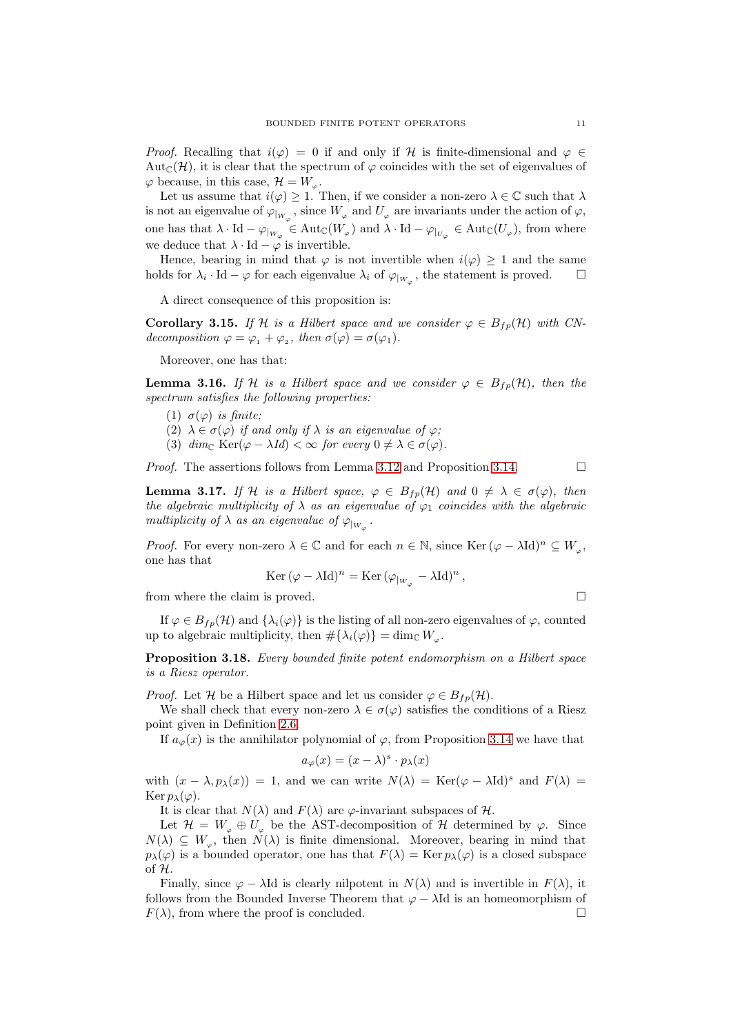*Proof.* Recalling that $i(\varphi) = 0$ if and only if $\mathcal{H}$ is finite-dimensional and $\varphi \in \mathrm{Aut}_{\mathbb{C}}(\mathcal{H})$, it is clear that the spectrum of $\varphi$ coincides with the set of eigenvalues of $\varphi$ because, in this case, $\mathcal{H} = W_\varphi$.

Let us assume that $i(\varphi) \geq 1$. Then, if we consider a non-zero $\lambda \in \mathbb{C}$ such that $\lambda$ is not an eigenvalue of $\varphi_{|_{W_\varphi}}$, since $W_\varphi$ and $U_\varphi$ are invariants under the action of $\varphi$, one has that $\lambda \cdot \mathrm{Id} - \varphi_{|_{W_\varphi}} \in \mathrm{Aut}_{\mathbb{C}}(W_\varphi)$ and $\lambda \cdot \mathrm{Id} - \varphi_{|_{U_\varphi}} \in \mathrm{Aut}_{\mathbb{C}}(U_\varphi)$, from where we deduce that $\lambda \cdot \mathrm{Id} - \varphi$ is invertible.

Hence, bearing in mind that $\varphi$ is not invertible when $i(\varphi) \geq 1$ and the same holds for $\lambda_i \cdot \mathrm{Id} - \varphi$ for each eigenvalue $\lambda_i$ of $\varphi_{|_{W_\varphi}}$, the statement is proved. □

A direct consequence of this proposition is:

**Corollary 3.15.** *If $\mathcal{H}$ is a Hilbert space and we consider $\varphi \in B_{fp}(\mathcal{H})$ with CN-decomposition $\varphi = \varphi_1 + \varphi_2$, then $\sigma(\varphi) = \sigma(\varphi_1)$.*

Moreover, one has that:

**Lemma 3.16.** *If $\mathcal{H}$ is a Hilbert space and we consider $\varphi \in B_{fp}(\mathcal{H})$, then the spectrum satisfies the following properties:*

1. *$\sigma(\varphi)$ is finite;*
2. *$\lambda \in \sigma(\varphi)$ if and only if $\lambda$ is an eigenvalue of $\varphi$;*
3. *$\dim_{\mathbb{C}} \mathrm{Ker}(\varphi - \lambda Id) < \infty$ for every $0 \neq \lambda \in \sigma(\varphi)$.*

*Proof.* The assertions follows from Lemma 3.12 and Proposition 3.14. □

**Lemma 3.17.** *If $\mathcal{H}$ is a Hilbert space, $\varphi \in B_{fp}(\mathcal{H})$ and $0 \neq \lambda \in \sigma(\varphi)$, then the algebraic multiplicity of $\lambda$ as an eigenvalue of $\varphi_1$ coincides with the algebraic multiplicity of $\lambda$ as an eigenvalue of $\varphi_{|_{W_\varphi}}$.*

*Proof.* For every non-zero $\lambda \in \mathbb{C}$ and for each $n \in \mathbb{N}$, since $\mathrm{Ker}\,(\varphi - \lambda \mathrm{Id})^n \subseteq W_\varphi$, one has that

$$\mathrm{Ker}\,(\varphi - \lambda \mathrm{Id})^n = \mathrm{Ker}\,(\varphi_{|_{W_\varphi}} - \lambda \mathrm{Id})^n\,,$$

from where the claim is proved. □

If $\varphi \in B_{fp}(\mathcal{H})$ and $\{\lambda_i(\varphi)\}$ is the listing of all non-zero eigenvalues of $\varphi$, counted up to algebraic multiplicity, then $\#\{\lambda_i(\varphi)\} = \dim_{\mathbb{C}} W_\varphi$.

**Proposition 3.18.** *Every bounded finite potent endomorphism on a Hilbert space is a Riesz operator.*

*Proof.* Let $\mathcal{H}$ be a Hilbert space and let us consider $\varphi \in B_{fp}(\mathcal{H})$.

We shall check that every non-zero $\lambda \in \sigma(\varphi)$ satisfies the conditions of a Riesz point given in Definition 2.6.

If $a_\varphi(x)$ is the annihilator polynomial of $\varphi$, from Proposition 3.14 we have that

$$a_\varphi(x) = (x - \lambda)^s \cdot p_\lambda(x)$$

with $(x - \lambda, p_\lambda(x)) = 1$, and we can write $N(\lambda) = \mathrm{Ker}(\varphi - \lambda \mathrm{Id})^s$ and $F(\lambda) = \mathrm{Ker}\, p_\lambda(\varphi)$.

It is clear that $N(\lambda)$ and $F(\lambda)$ are $\varphi$-invariant subspaces of $\mathcal{H}$.

Let $\mathcal{H} = W_\varphi \oplus U_\varphi$ be the AST-decomposition of $\mathcal{H}$ determined by $\varphi$. Since $N(\lambda) \subseteq W_\varphi$, then $N(\lambda)$ is finite dimensional. Moreover, bearing in mind that $p_\lambda(\varphi)$ is a bounded operator, one has that $F(\lambda) = \mathrm{Ker}\, p_\lambda(\varphi)$ is a closed subspace of $\mathcal{H}$.

Finally, since $\varphi - \lambda \mathrm{Id}$ is clearly nilpotent in $N(\lambda)$ and is invertible in $F(\lambda)$, it follows from the Bounded Inverse Theorem that $\varphi - \lambda \mathrm{Id}$ is an homeomorphism of $F(\lambda)$, from where the proof is concluded. □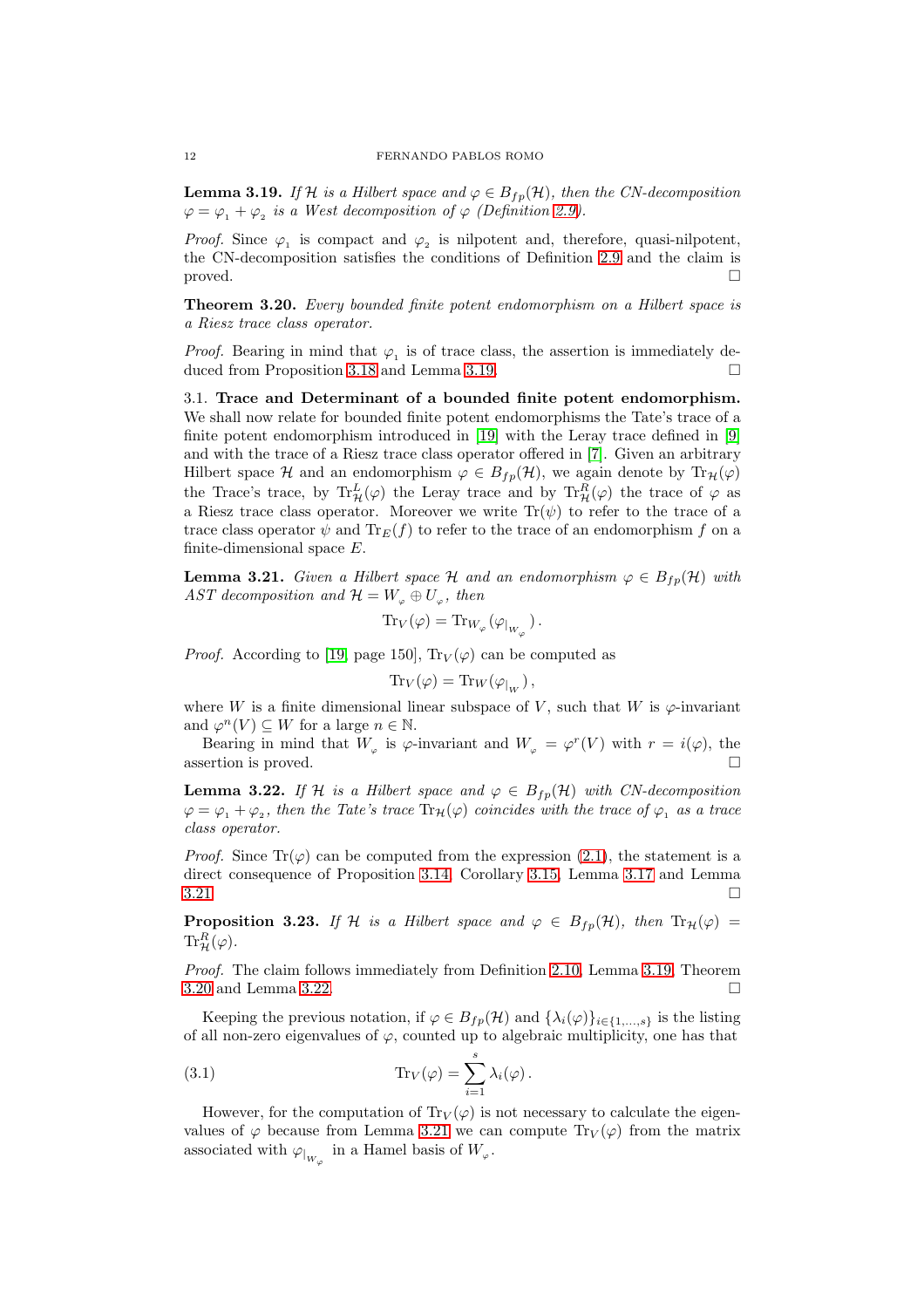**Lemma 3.19.** *If $\mathcal{H}$ is a Hilbert space and $\varphi \in B_{fp}(\mathcal{H})$, then the CN-decomposition $\varphi = \varphi_1 + \varphi_2$ is a West decomposition of $\varphi$ (Definition 2.9).*

*Proof.* Since $\varphi_1$ is compact and $\varphi_2$ is nilpotent and, therefore, quasi-nilpotent, the CN-decomposition satisfies the conditions of Definition 2.9 and the claim is proved. □

**Theorem 3.20.** *Every bounded finite potent endomorphism on a Hilbert space is a Riesz trace class operator.*

*Proof.* Bearing in mind that $\varphi_1$ is of trace class, the assertion is immediately deduced from Proposition 3.18 and Lemma 3.19. □

3.1. **Trace and Determinant of a bounded finite potent endomorphism.** We shall now relate for bounded finite potent endomorphisms the Tate's trace of a finite potent endomorphism introduced in [19] with the Leray trace defined in [9] and with the trace of a Riesz trace class operator offered in [7]. Given an arbitrary Hilbert space $\mathcal{H}$ and an endomorphism $\varphi \in B_{fp}(\mathcal{H})$, we again denote by $\mathrm{Tr}_{\mathcal{H}}(\varphi)$ the Trace's trace, by $\mathrm{Tr}^L_{\mathcal{H}}(\varphi)$ the Leray trace and by $\mathrm{Tr}^R_{\mathcal{H}}(\varphi)$ the trace of $\varphi$ as a Riesz trace class operator. Moreover we write $\mathrm{Tr}(\psi)$ to refer to the trace of a trace class operator $\psi$ and $\mathrm{Tr}_E(f)$ to refer to the trace of an endomorphism $f$ on a finite-dimensional space $E$.

**Lemma 3.21.** *Given a Hilbert space $\mathcal{H}$ and an endomorphism $\varphi \in B_{fp}(\mathcal{H})$ with AST decomposition and $\mathcal{H} = W_\varphi \oplus U_\varphi$, then*

$$\mathrm{Tr}_V(\varphi) = \mathrm{Tr}_{W_\varphi}(\varphi_{|_{W_\varphi}}).$$

*Proof.* According to [19, page 150], $\mathrm{Tr}_V(\varphi)$ can be computed as

$$\mathrm{Tr}_V(\varphi) = \mathrm{Tr}_W(\varphi_{|_W}),$$

where $W$ is a finite dimensional linear subspace of $V$, such that $W$ is $\varphi$-invariant and $\varphi^n(V) \subseteq W$ for a large $n \in \mathbb{N}$.

Bearing in mind that $W_\varphi$ is $\varphi$-invariant and $W_\varphi = \varphi^r(V)$ with $r = i(\varphi)$, the assertion is proved. □

**Lemma 3.22.** *If $\mathcal{H}$ is a Hilbert space and $\varphi \in B_{fp}(\mathcal{H})$ with CN-decomposition $\varphi = \varphi_1 + \varphi_2$, then the Tate's trace $\mathrm{Tr}_{\mathcal{H}}(\varphi)$ coincides with the trace of $\varphi_1$ as a trace class operator.*

*Proof.* Since $\mathrm{Tr}(\varphi)$ can be computed from the expression (2.1), the statement is a direct consequence of Proposition 3.14, Corollary 3.15, Lemma 3.17 and Lemma 3.21. □

**Proposition 3.23.** *If $\mathcal{H}$ is a Hilbert space and $\varphi \in B_{fp}(\mathcal{H})$, then $\mathrm{Tr}_{\mathcal{H}}(\varphi) = \mathrm{Tr}^R_{\mathcal{H}}(\varphi)$.*

*Proof.* The claim follows immediately from Definition 2.10, Lemma 3.19, Theorem 3.20 and Lemma 3.22. □

Keeping the previous notation, if $\varphi \in B_{fp}(\mathcal{H})$ and $\{\lambda_i(\varphi)\}_{i\in\{1,\dots,s\}}$ is the listing of all non-zero eigenvalues of $\varphi$, counted up to algebraic multiplicity, one has that

$$\mathrm{Tr}_V(\varphi) = \sum_{i=1}^{s} \lambda_i(\varphi). \tag{3.1}$$

However, for the computation of $\mathrm{Tr}_V(\varphi)$ is not necessary to calculate the eigenvalues of $\varphi$ because from Lemma 3.21 we can compute $\mathrm{Tr}_V(\varphi)$ from the matrix associated with $\varphi_{|_{W_\varphi}}$ in a Hamel basis of $W_\varphi$.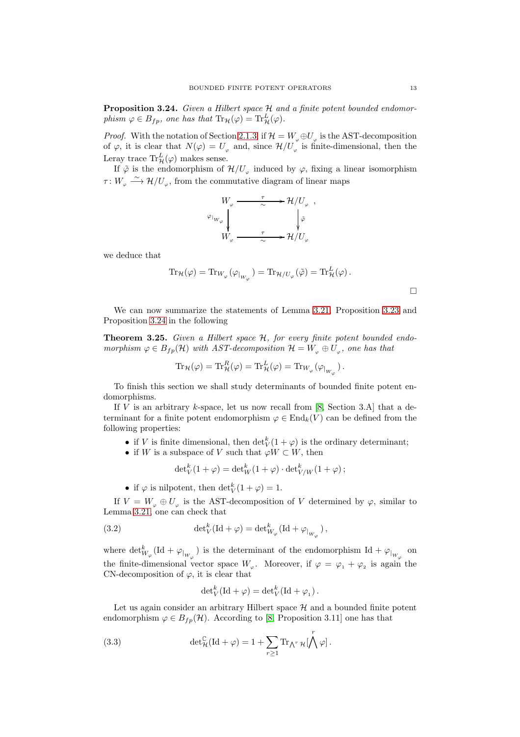**Proposition 3.24.** *Given a Hilbert space $\mathcal{H}$ and a finite potent bounded endomorphism $\varphi \in B_{fp}$, one has that $\mathrm{Tr}_{\mathcal{H}}(\varphi) = \mathrm{Tr}^L_{\mathcal{H}}(\varphi)$.*

*Proof.* With the notation of Section 2.1.3, if $\mathcal{H} = W_{\varphi} \oplus U_{\varphi}$ is the AST-decomposition of $\varphi$, it is clear that $N(\varphi) = U_{\varphi}$ and, since $\mathcal{H}/U_{\varphi}$ is finite-dimensional, then the Leray trace $\mathrm{Tr}^L_{\mathcal{H}}(\varphi)$ makes sense.

If $\tilde{\varphi}$ is the endomorphism of $\mathcal{H}/U_{\varphi}$ induced by $\varphi$, fixing a linear isomorphism $\tau \colon W_{\varphi} \xrightarrow{\sim} \mathcal{H}/U_{\varphi}$, from the commutative diagram of linear maps

$$
\begin{array}{ccc}
W_{\varphi} & \xrightarrow[\sim]{\tau} & \mathcal{H}/U_{\varphi} \\
\Big\downarrow {\scriptstyle \varphi_{|_{W_{\varphi}}}} & & \Big\downarrow {\scriptstyle \tilde{\varphi}} \\
W_{\varphi} & \xrightarrow[\sim]{\tau} & \mathcal{H}/U_{\varphi}
\end{array},
$$

we deduce that

$$
\mathrm{Tr}_{\mathcal{H}}(\varphi) = \mathrm{Tr}_{W_{\varphi}}(\varphi_{|_{W_{\varphi}}}) = \mathrm{Tr}_{\mathcal{H}/U_{\varphi}}(\tilde{\varphi}) = \mathrm{Tr}^L_{\mathcal{H}}(\varphi)\,.
$$

□

We can now summarize the statements of Lemma 3.21, Proposition 3.23 and Proposition 3.24 in the following

**Theorem 3.25.** *Given a Hilbert space $\mathcal{H}$, for every finite potent bounded endomorphism $\varphi \in B_{fp}(\mathcal{H})$ with AST-decomposition $\mathcal{H} = W_{\varphi} \oplus U_{\varphi}$, one has that*

$$
\mathrm{Tr}_{\mathcal{H}}(\varphi) = \mathrm{Tr}^R_{\mathcal{H}}(\varphi) = \mathrm{Tr}^L_{\mathcal{H}}(\varphi) = \mathrm{Tr}_{W_{\varphi}}(\varphi_{|_{W_{\varphi}}})\,.
$$

To finish this section we shall study determinants of bounded finite potent endomorphisms.

If $V$ is an arbitrary $k$-space, let us now recall from [8, Section 3.A] that a determinant for a finite potent endomorphism $\varphi \in \mathrm{End}_k(V)$ can be defined from the following properties:

- if $V$ is finite dimensional, then $\det^k_V(1+\varphi)$ is the ordinary determinant;
- if $W$ is a subspace of $V$ such that $\varphi W \subset W$, then

$$
\det{}^k_V(1+\varphi) = \det{}^k_W(1+\varphi) \cdot \det{}^k_{V/W}(1+\varphi)\,;
$$

- if $\varphi$ is nilpotent, then $\det^k_V(1+\varphi) = 1$.

If $V = W_{\varphi} \oplus U_{\varphi}$ is the AST-decomposition of $V$ determined by $\varphi$, similar to Lemma 3.21, one can check that

$$
\det{}^k_V(\mathrm{Id}+\varphi) = \det{}^k_{W_{\varphi}}(\mathrm{Id}+\varphi_{|_{W_{\varphi}}})\,, \tag{3.2}
$$

where $\det^k_{W_{\varphi}}(\mathrm{Id}+\varphi_{|_{W_{\varphi}}})$ is the determinant of the endomorphism $\mathrm{Id}+\varphi_{|_{W_{\varphi}}}$ on the finite-dimensional vector space $W_{\varphi}$. Moreover, if $\varphi = \varphi_1 + \varphi_2$ is again the CN-decomposition of $\varphi$, it is clear that

$$
\det{}^k_V(\mathrm{Id}+\varphi) = \det{}^k_V(\mathrm{Id}+\varphi_1)\,.
$$

Let us again consider an arbitrary Hilbert space $\mathcal{H}$ and a bounded finite potent endomorphism $\varphi \in B_{fp}(\mathcal{H})$. According to [8, Proposition 3.11] one has that

$$
\det{}^{\mathbb{C}}_{\mathcal{H}}(\mathrm{Id}+\varphi) = 1 + \sum_{r \geq 1} \mathrm{Tr}_{\bigwedge^r \mathcal{H}}[\bigwedge^r \varphi]\,. \tag{3.3}
$$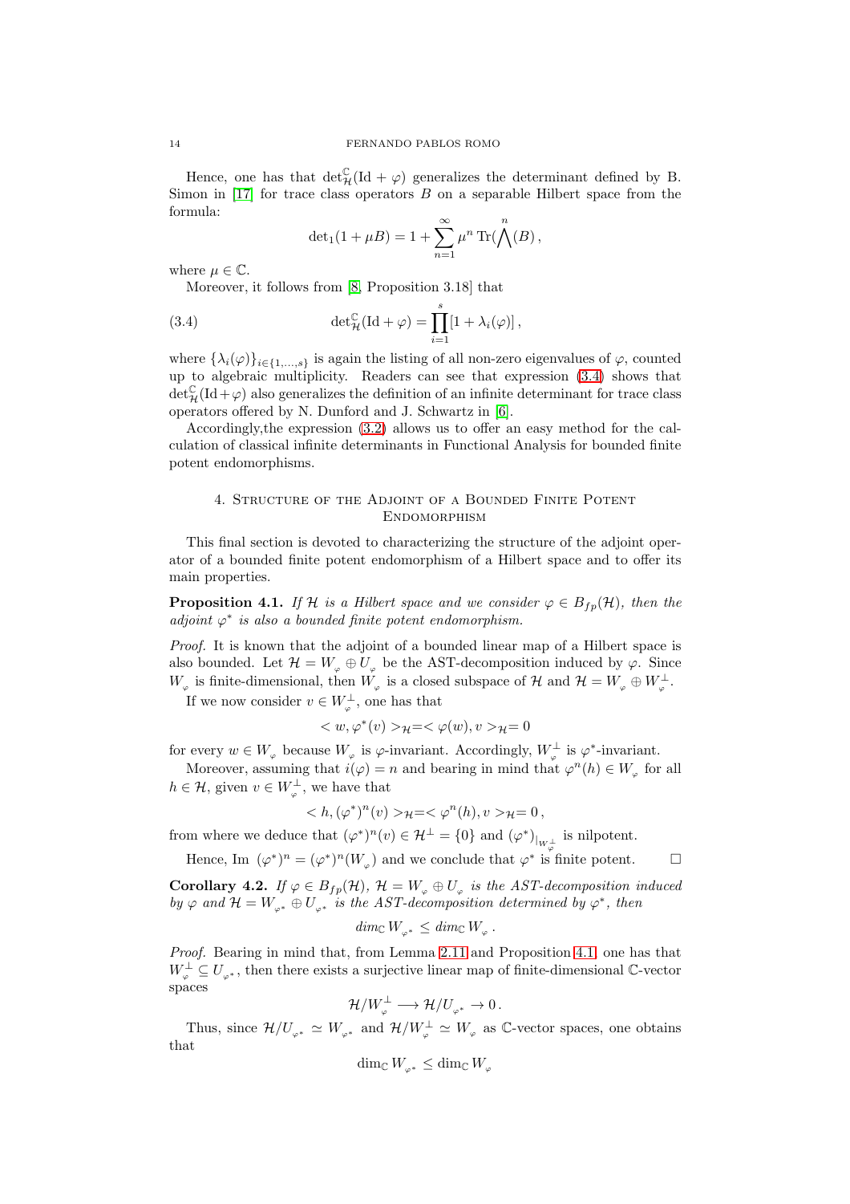Hence, one has that $\det^{\mathbb{C}}_{\mathcal{H}}(\mathrm{Id} + \varphi)$ generalizes the determinant defined by B. Simon in [17] for trace class operators $B$ on a separable Hilbert space from the formula:

$$\det_1(1 + \mu B) = 1 + \sum_{n=1}^{\infty} \mu^n \operatorname{Tr}(\bigwedge^n(B)),$$

where $\mu \in \mathbb{C}$.

Moreover, it follows from [8, Proposition 3.18] that

$$\det^{\mathbb{C}}_{\mathcal{H}}(\mathrm{Id} + \varphi) = \prod_{i=1}^{s} [1 + \lambda_i(\varphi)], \tag{3.4}$$

where $\{\lambda_i(\varphi)\}_{i \in \{1,\dots,s\}}$ is again the listing of all non-zero eigenvalues of $\varphi$, counted up to algebraic multiplicity. Readers can see that expression (3.4) shows that $\det^{\mathbb{C}}_{\mathcal{H}}(\mathrm{Id}+\varphi)$ also generalizes the definition of an infinite determinant for trace class operators offered by N. Dunford and J. Schwartz in [6].

Accordingly,the expression (3.2) allows us to offer an easy method for the calculation of classical infinite determinants in Functional Analysis for bounded finite potent endomorphisms.

## 4. Structure of the Adjoint of a Bounded Finite Potent Endomorphism

This final section is devoted to characterizing the structure of the adjoint operator of a bounded finite potent endomorphism of a Hilbert space and to offer its main properties.

**Proposition 4.1.** *If $\mathcal{H}$ is a Hilbert space and we consider $\varphi \in B_{fp}(\mathcal{H})$, then the adjoint $\varphi^*$ is also a bounded finite potent endomorphism.*

*Proof.* It is known that the adjoint of a bounded linear map of a Hilbert space is also bounded. Let $\mathcal{H} = W_{\varphi} \oplus U_{\varphi}$ be the AST-decomposition induced by $\varphi$. Since $W_{\varphi}$ is finite-dimensional, then $W_{\varphi}$ is a closed subspace of $\mathcal{H}$ and $\mathcal{H} = W_{\varphi} \oplus W_{\varphi}^{\perp}$.

If we now consider $v \in W_{\varphi}^{\perp}$, one has that

$$< w, \varphi^*(v) >_{\mathcal{H}} = < \varphi(w), v >_{\mathcal{H}} = 0$$

for every $w \in W_{\varphi}$ because $W_{\varphi}$ is $\varphi$-invariant. Accordingly, $W_{\varphi}^{\perp}$ is $\varphi^*$-invariant.

Moreover, assuming that $i(\varphi) = n$ and bearing in mind that $\varphi^n(h) \in W_{\varphi}$ for all $h \in \mathcal{H}$, given $v \in W_{\varphi}^{\perp}$, we have that

$$< h, (\varphi^*)^n(v) >_{\mathcal{H}} = < \varphi^n(h), v >_{\mathcal{H}} = 0,$$

from where we deduce that $(\varphi^*)^n(v) \in \mathcal{H}^{\perp} = \{0\}$ and $(\varphi^*)_{|_{W_{\varphi}^{\perp}}}$ is nilpotent.

Hence, Im $(\varphi^*)^n = (\varphi^*)^n(W_{\varphi})$ and we conclude that $\varphi^*$ is finite potent. □

**Corollary 4.2.** *If $\varphi \in B_{fp}(\mathcal{H})$, $\mathcal{H} = W_{\varphi} \oplus U_{\varphi}$ is the AST-decomposition induced by $\varphi$ and $\mathcal{H} = W_{\varphi^*} \oplus U_{\varphi^*}$ is the AST-decomposition determined by $\varphi^*$, then*

$$dim_{\mathbb{C}} W_{\varphi^*} \leq dim_{\mathbb{C}} W_{\varphi}.$$

*Proof.* Bearing in mind that, from Lemma 2.11 and Proposition 4.1, one has that $W_{\varphi}^{\perp} \subseteq U_{\varphi^*}$, then there exists a surjective linear map of finite-dimensional $\mathbb{C}$-vector spaces

$$\mathcal{H}/W_{\varphi}^{\perp} \longrightarrow \mathcal{H}/U_{\varphi^*} \to 0.$$

Thus, since $\mathcal{H}/U_{\varphi^*} \simeq W_{\varphi^*}$ and $\mathcal{H}/W_{\varphi}^{\perp} \simeq W_{\varphi}$ as $\mathbb{C}$-vector spaces, one obtains that

$$\dim_{\mathbb{C}} W_{\varphi^*} \leq \dim_{\mathbb{C}} W_{\varphi}$$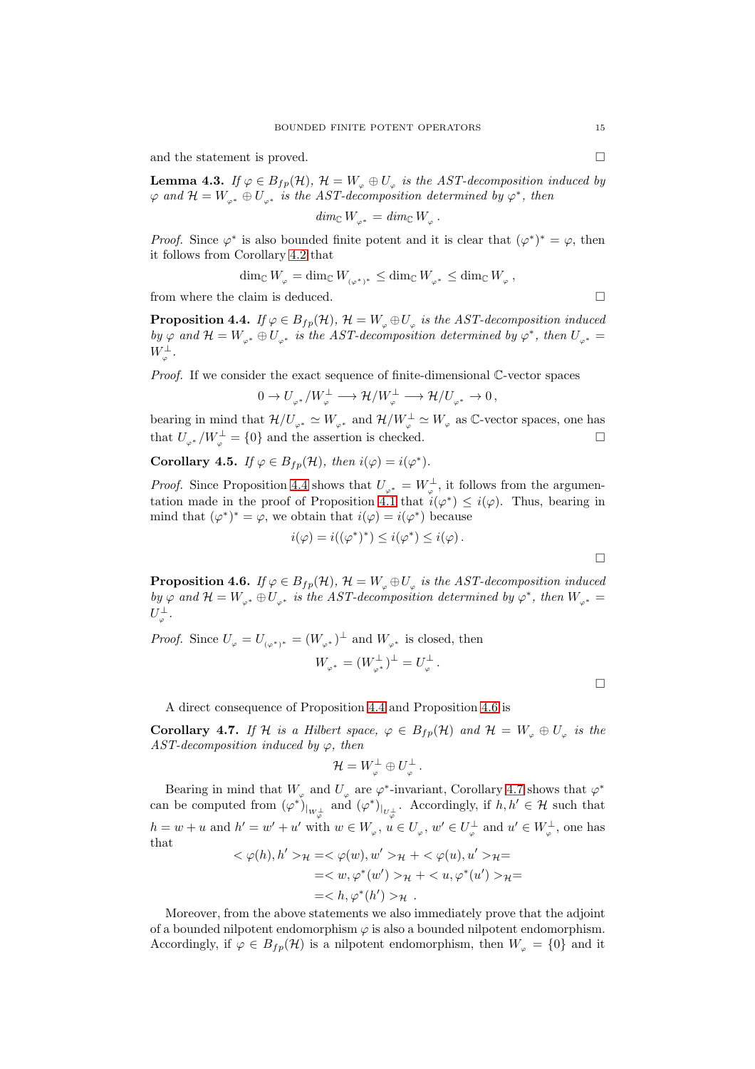and the statement is proved. $\square$

**Lemma 4.3.** *If $\varphi \in B_{fp}(\mathcal{H})$, $\mathcal{H} = W_{\varphi} \oplus U_{\varphi}$ is the AST-decomposition induced by $\varphi$ and $\mathcal{H} = W_{\varphi^*} \oplus U_{\varphi^*}$ is the AST-decomposition determined by $\varphi^*$, then*

$$dim_{\mathbb{C}} W_{\varphi^*} = dim_{\mathbb{C}} W_{\varphi} .$$

*Proof.* Since $\varphi^*$ is also bounded finite potent and it is clear that $(\varphi^*)^* = \varphi$, then it follows from Corollary 4.2 that

$$\dim_{\mathbb{C}} W_{\varphi} = \dim_{\mathbb{C}} W_{(\varphi^*)^*} \leq \dim_{\mathbb{C}} W_{\varphi^*} \leq \dim_{\mathbb{C}} W_{\varphi} ,$$

from where the claim is deduced. $\square$

**Proposition 4.4.** *If $\varphi \in B_{fp}(\mathcal{H})$, $\mathcal{H} = W_{\varphi} \oplus U_{\varphi}$ is the AST-decomposition induced by $\varphi$ and $\mathcal{H} = W_{\varphi^*} \oplus U_{\varphi^*}$ is the AST-decomposition determined by $\varphi^*$, then $U_{\varphi^*} = W_{\varphi}^{\perp}$.*

*Proof.* If we consider the exact sequence of finite-dimensional $\mathbb{C}$-vector spaces

$$0 \to U_{\varphi^*}/W_{\varphi}^{\perp} \longrightarrow \mathcal{H}/W_{\varphi}^{\perp} \longrightarrow \mathcal{H}/U_{\varphi^*} \to 0 ,$$

bearing in mind that $\mathcal{H}/U_{\varphi^*} \simeq W_{\varphi^*}$ and $\mathcal{H}/W_{\varphi}^{\perp} \simeq W_{\varphi}$ as $\mathbb{C}$-vector spaces, one has that $U_{\varphi^*}/W_{\varphi}^{\perp} = \{0\}$ and the assertion is checked. $\square$

**Corollary 4.5.** *If $\varphi \in B_{fp}(\mathcal{H})$, then $i(\varphi) = i(\varphi^*)$.*

*Proof.* Since Proposition 4.4 shows that $U_{\varphi^*} = W_{\varphi}^{\perp}$, it follows from the argumentation made in the proof of Proposition 4.1 that $i(\varphi^*) \leq i(\varphi)$. Thus, bearing in mind that $(\varphi^*)^* = \varphi$, we obtain that $i(\varphi) = i(\varphi^*)$ because

$$i(\varphi) = i((\varphi^*)^*) \leq i(\varphi^*) \leq i(\varphi) .$$

$\square$

**Proposition 4.6.** *If $\varphi \in B_{fp}(\mathcal{H})$, $\mathcal{H} = W_{\varphi} \oplus U_{\varphi}$ is the AST-decomposition induced by $\varphi$ and $\mathcal{H} = W_{\varphi^*} \oplus U_{\varphi^*}$ is the AST-decomposition determined by $\varphi^*$, then $W_{\varphi^*} = U_{\varphi}^{\perp}$.*

*Proof.* Since $U_{\varphi} = U_{(\varphi^*)^*} = (W_{\varphi^*})^{\perp}$ and $W_{\varphi^*}$ is closed, then

$$W_{\varphi^*} = (W_{\varphi^*}^{\perp})^{\perp} = U_{\varphi}^{\perp} .$$

$\square$

A direct consequence of Proposition 4.4 and Proposition 4.6 is

**Corollary 4.7.** *If $\mathcal{H}$ is a Hilbert space, $\varphi \in B_{fp}(\mathcal{H})$ and $\mathcal{H} = W_{\varphi} \oplus U_{\varphi}$ is the AST-decomposition induced by $\varphi$, then*

$$\mathcal{H} = W_{\varphi}^{\perp} \oplus U_{\varphi}^{\perp} .$$

Bearing in mind that $W_{\varphi}$ and $U_{\varphi}$ are $\varphi^*$-invariant, Corollary 4.7 shows that $\varphi^*$ can be computed from $(\varphi^*)_{|_{W_{\varphi}^{\perp}}}$ and $(\varphi^*)_{|_{U_{\varphi}^{\perp}}}$. Accordingly, if $h, h' \in \mathcal{H}$ such that $h = w + u$ and $h' = w' + u'$ with $w \in W_{\varphi}$, $u \in U_{\varphi}$, $w' \in U_{\varphi}^{\perp}$ and $u' \in W_{\varphi}^{\perp}$, one has that

$$\begin{aligned} < \varphi(h), h' >_{\mathcal{H}} &= < \varphi(w), w' >_{\mathcal{H}} + < \varphi(u), u' >_{\mathcal{H}} = \\ &= < w, \varphi^*(w') >_{\mathcal{H}} + < u, \varphi^*(u') >_{\mathcal{H}} = \\ &= < h, \varphi^*(h') >_{\mathcal{H}} . \end{aligned}$$

Moreover, from the above statements we also immediately prove that the adjoint of a bounded nilpotent endomorphism $\varphi$ is also a bounded nilpotent endomorphism. Accordingly, if $\varphi \in B_{fp}(\mathcal{H})$ is a nilpotent endomorphism, then $W_{\varphi} = \{0\}$ and it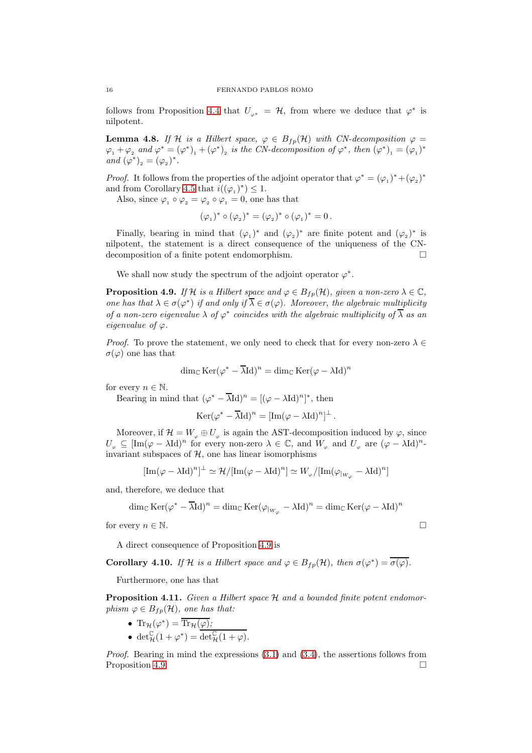follows from Proposition 4.4 that $U_{\varphi^*} = \mathcal{H}$, from where we deduce that $\varphi^*$ is nilpotent.

**Lemma 4.8.** *If $\mathcal{H}$ is a Hilbert space, $\varphi \in B_{fp}(\mathcal{H})$ with CN-decomposition $\varphi = \varphi_1 + \varphi_2$ and $\varphi^* = (\varphi^*)_1 + (\varphi^*)_2$ is the CN-decomposition of $\varphi^*$, then $(\varphi^*)_1 = (\varphi_1)^*$ and $(\varphi^*)_2 = (\varphi_2)^*$.*

*Proof.* It follows from the properties of the adjoint operator that $\varphi^* = (\varphi_1)^* + (\varphi_2)^*$ and from Corollary 4.5 that $i((\varphi_1)^*) \leq 1$.

Also, since $\varphi_1 \circ \varphi_2 = \varphi_2 \circ \varphi_1 = 0$, one has that

$$(\varphi_1)^* \circ (\varphi_2)^* = (\varphi_2)^* \circ (\varphi_1)^* = 0\,.$$

Finally, bearing in mind that $(\varphi_1)^*$ and $(\varphi_2)^*$ are finite potent and $(\varphi_2)^*$ is nilpotent, the statement is a direct consequence of the uniqueness of the CN-decomposition of a finite potent endomorphism. □

We shall now study the spectrum of the adjoint operator $\varphi^*$.

**Proposition 4.9.** *If $\mathcal{H}$ is a Hilbert space and $\varphi \in B_{fp}(\mathcal{H})$, given a non-zero $\lambda \in \mathbb{C}$, one has that $\lambda \in \sigma(\varphi^*)$ if and only if $\overline{\lambda} \in \sigma(\varphi)$. Moreover, the algebraic multiplicity of a non-zero eigenvalue $\lambda$ of $\varphi^*$ coincides with the algebraic multiplicity of $\overline{\lambda}$ as an eigenvalue of $\varphi$.*

*Proof.* To prove the statement, we only need to check that for every non-zero $\lambda \in \sigma(\varphi)$ one has that

$$\dim_{\mathbb{C}} \operatorname{Ker}(\varphi^* - \overline{\lambda}\operatorname{Id})^n = \dim_{\mathbb{C}} \operatorname{Ker}(\varphi - \lambda\operatorname{Id})^n$$

for every $n \in \mathbb{N}$.

Bearing in mind that $(\varphi^* - \overline{\lambda}\operatorname{Id})^n = [(\varphi - \lambda\operatorname{Id})^n]^*$, then

$$\operatorname{Ker}(\varphi^* - \overline{\lambda}\operatorname{Id})^n = [\operatorname{Im}(\varphi - \lambda\operatorname{Id})^n]^{\perp}\,.$$

Moreover, if $\mathcal{H} = W_\varphi \oplus U_\varphi$ is again the AST-decomposition induced by $\varphi$, since $U_\varphi \subseteq [\operatorname{Im}(\varphi - \lambda\operatorname{Id})^n$ for every non-zero $\lambda \in \mathbb{C}$, and $W_\varphi$ and $U_\varphi$ are $(\varphi - \lambda\operatorname{Id})^n$-invariant subspaces of $\mathcal{H}$, one has linear isomorphisms

$$[\operatorname{Im}(\varphi - \lambda\operatorname{Id})^n]^{\perp} \simeq \mathcal{H}/[\operatorname{Im}(\varphi - \lambda\operatorname{Id})^n] \simeq W_\varphi/[\operatorname{Im}(\varphi_{|_{W_\varphi}} - \lambda\operatorname{Id})^n]$$

and, therefore, we deduce that

$$\dim_{\mathbb{C}} \operatorname{Ker}(\varphi^* - \overline{\lambda}\operatorname{Id})^n = \dim_{\mathbb{C}} \operatorname{Ker}(\varphi_{|_{W_\varphi}} - \lambda\operatorname{Id})^n = \dim_{\mathbb{C}} \operatorname{Ker}(\varphi - \lambda\operatorname{Id})^n$$

for every $n \in \mathbb{N}$. □

A direct consequence of Proposition 4.9 is

**Corollary 4.10.** *If $\mathcal{H}$ is a Hilbert space and $\varphi \in B_{fp}(\mathcal{H})$, then $\sigma(\varphi^*) = \overline{\sigma(\varphi)}$.*

Furthermore, one has that

**Proposition 4.11.** *Given a Hilbert space $\mathcal{H}$ and a bounded finite potent endomorphism $\varphi \in B_{fp}(\mathcal{H})$, one has that:*

- $\operatorname{Tr}_{\mathcal{H}}(\varphi^*) = \overline{\operatorname{Tr}_{\mathcal{H}}(\varphi)}$;
- $\det^{\mathbb{C}}_{\mathcal{H}}(1 + \varphi^*) = \overline{\det^{\mathbb{C}}_{\mathcal{H}}(1 + \varphi)}$.

*Proof.* Bearing in mind the expressions (3.1) and (3.4), the assertions follows from Proposition 4.9. □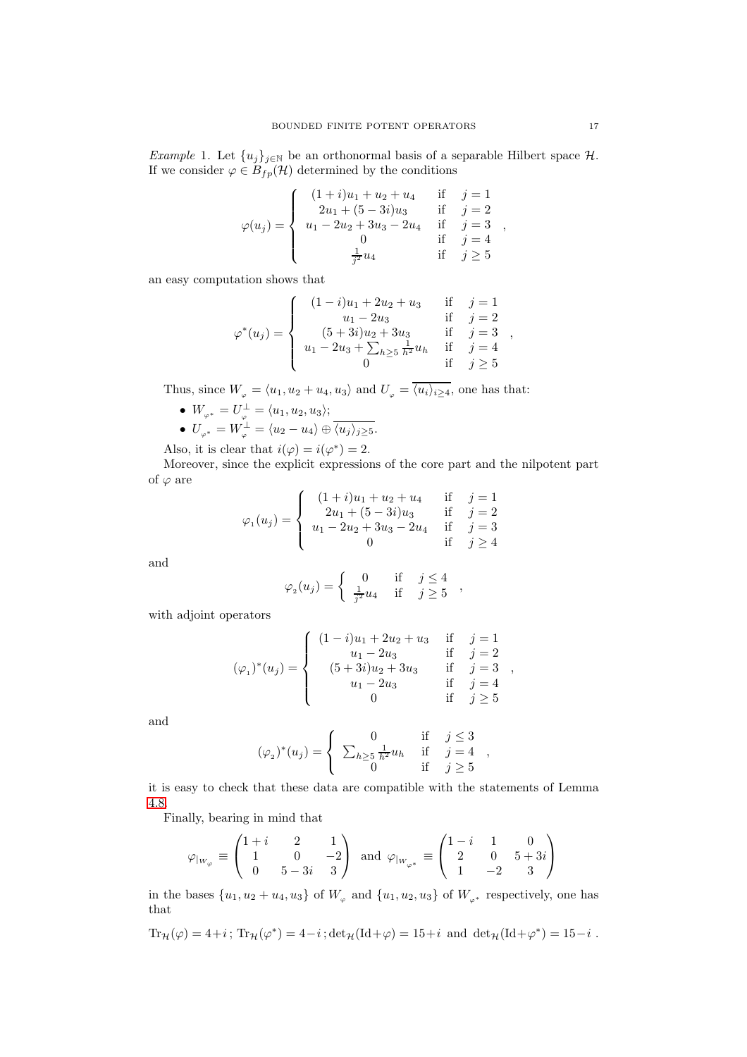*Example* 1. Let $\{u_j\}_{j\in\mathbb{N}}$ be an orthonormal basis of a separable Hilbert space $\mathcal{H}$. If we consider $\varphi \in B_{fp}(\mathcal{H})$ determined by the conditions

$$
\varphi(u_j) = \begin{cases} (1+i)u_1 + u_2 + u_4 & \text{if} \quad j=1 \\ 2u_1 + (5-3i)u_3 & \text{if} \quad j=2 \\ u_1 - 2u_2 + 3u_3 - 2u_4 & \text{if} \quad j=3 \\ 0 & \text{if} \quad j=4 \\ \frac{1}{j^2}u_4 & \text{if} \quad j\geq 5 \end{cases},
$$

an easy computation shows that

$$
\varphi^*(u_j) = \begin{cases} (1-i)u_1 + 2u_2 + u_3 & \text{if} \quad j=1 \\ u_1 - 2u_3 & \text{if} \quad j=2 \\ (5+3i)u_2 + 3u_3 & \text{if} \quad j=3 \\ u_1 - 2u_3 + \sum_{h\geq 5}\frac{1}{h^2}u_h & \text{if} \quad j=4 \\ 0 & \text{if} \quad j\geq 5 \end{cases},
$$

Thus, since $W_{\varphi} = \langle u_1, u_2+u_4, u_3\rangle$ and $U_{\varphi} = \overline{\langle u_i\rangle_{i\geq 4}}$, one has that:

- $W_{\varphi^*} = U_{\varphi}^{\perp} = \langle u_1, u_2, u_3\rangle$;
- $U_{\varphi^*} = W_{\varphi}^{\perp} = \langle u_2 - u_4\rangle \oplus \overline{\langle u_j\rangle_{j\geq 5}}$.

Also, it is clear that $i(\varphi) = i(\varphi^*) = 2$.

Moreover, since the explicit expressions of the core part and the nilpotent part of $\varphi$ are

$$
\varphi_1(u_j) = \begin{cases} (1+i)u_1 + u_2 + u_4 & \text{if} \quad j=1 \\ 2u_1 + (5-3i)u_3 & \text{if} \quad j=2 \\ u_1 - 2u_2 + 3u_3 - 2u_4 & \text{if} \quad j=3 \\ 0 & \text{if} \quad j\geq 4 \end{cases}
$$

and

$$
\varphi_2(u_j) = \begin{cases} 0 & \text{if} \quad j\leq 4 \\ \frac{1}{j^2}u_4 & \text{if} \quad j\geq 5 \end{cases},
$$

with adjoint operators

$$
(\varphi_1)^*(u_j) = \begin{cases} (1-i)u_1 + 2u_2 + u_3 & \text{if} \quad j=1 \\ u_1 - 2u_3 & \text{if} \quad j=2 \\ (5+3i)u_2 + 3u_3 & \text{if} \quad j=3 \\ u_1 - 2u_3 & \text{if} \quad j=4 \\ 0 & \text{if} \quad j\geq 5 \end{cases},
$$

and

$$
(\varphi_2)^*(u_j) = \begin{cases} 0 & \text{if} \quad j\leq 3 \\ \sum_{h\geq 5}\frac{1}{h^2}u_h & \text{if} \quad j=4 \\ 0 & \text{if} \quad j\geq 5 \end{cases},
$$

it is easy to check that these data are compatible with the statements of Lemma 4.8.

Finally, bearing in mind that

$$
\varphi_{|_{W_{\varphi}}} \equiv \begin{pmatrix} 1+i & 2 & 1 \\ 1 & 0 & -2 \\ 0 & 5-3i & 3 \end{pmatrix} \text{ and } \varphi_{|_{W_{\varphi^*}}} \equiv \begin{pmatrix} 1-i & 1 & 0 \\ 2 & 0 & 5+3i \\ 1 & -2 & 3 \end{pmatrix}
$$

in the bases $\{u_1, u_2+u_4, u_3\}$ of $W_{\varphi}$ and $\{u_1, u_2, u_3\}$ of $W_{\varphi^*}$ respectively, one has that

$$
\mathrm{Tr}_{\mathcal{H}}(\varphi) = 4+i\,;\ \mathrm{Tr}_{\mathcal{H}}(\varphi^*) = 4-i\,;\ \det{}_{\mathcal{H}}(\mathrm{Id}+\varphi) = 15+i \text{ and } \det{}_{\mathcal{H}}(\mathrm{Id}+\varphi^*) = 15-i\,.
$$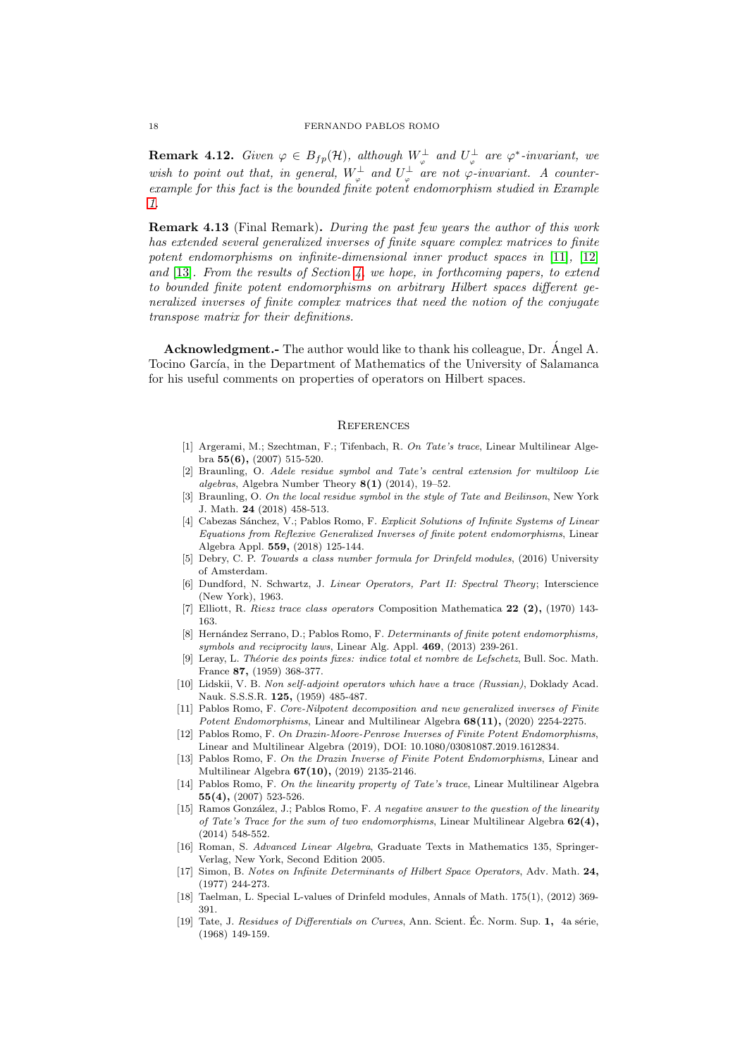**Remark 4.12.** *Given $\varphi \in B_{fp}(\mathcal{H})$, although $W_{\varphi}^{\perp}$ and $U_{\varphi}^{\perp}$ are $\varphi^*$-invariant, we wish to point out that, in general, $W_{\varphi}^{\perp}$ and $U_{\varphi}^{\perp}$ are not $\varphi$-invariant. A counter-example for this fact is the bounded finite potent endomorphism studied in Example 1.*

**Remark 4.13** (Final Remark). *During the past few years the author of this work has extended several generalized inverses of finite square complex matrices to finite potent endomorphisms on infinite-dimensional inner product spaces in* [11], [12] *and* [13]. *From the results of Section 4, we hope, in forthcoming papers, to extend to bounded finite potent endomorphisms on arbitrary Hilbert spaces different generalized inverses of finite complex matrices that need the notion of the conjugate transpose matrix for their definitions.*

**Acknowledgment.-** The author would like to thank his colleague, Dr. Ángel A. Tocino García, in the Department of Mathematics of the University of Salamanca for his useful comments on properties of operators on Hilbert spaces.

## References

[1] Argerami, M.; Szechtman, F.; Tifenbach, R. *On Tate's trace*, Linear Multilinear Algebra **55(6),** (2007) 515-520.

[2] Braunling, O. *Adele residue symbol and Tate's central extension for multiloop Lie algebras*, Algebra Number Theory **8(1)** (2014), 19–52.

[3] Braunling, O. *On the local residue symbol in the style of Tate and Beilinson*, New York J. Math. **24** (2018) 458-513.

[4] Cabezas Sánchez, V.; Pablos Romo, F. *Explicit Solutions of Infinite Systems of Linear Equations from Reflexive Generalized Inverses of finite potent endomorphisms*, Linear Algebra Appl. **559,** (2018) 125-144.

[5] Debry, C. P. *Towards a class number formula for Drinfeld modules*, (2016) University of Amsterdam.

[6] Dundford, N. Schwartz, J. *Linear Operators, Part II: Spectral Theory*; Interscience (New York), 1963.

[7] Elliott, R. *Riesz trace class operators* Composition Mathematica **22 (2),** (1970) 143-163.

[8] Hernández Serrano, D.; Pablos Romo, F. *Determinants of finite potent endomorphisms, symbols and reciprocity laws*, Linear Alg. Appl. **469**, (2013) 239-261.

[9] Leray, L. *Théorie des points fixes: indice total et nombre de Lefschetz*, Bull. Soc. Math. France **87,** (1959) 368-377.

[10] Lidskii, V. B. *Non self-adjoint operators which have a trace (Russian)*, Doklady Acad. Nauk. S.S.S.R. **125,** (1959) 485-487.

[11] Pablos Romo, F. *Core-Nilpotent decomposition and new generalized inverses of Finite Potent Endomorphisms*, Linear and Multilinear Algebra **68(11),** (2020) 2254-2275.

[12] Pablos Romo, F. *On Drazin-Moore-Penrose Inverses of Finite Potent Endomorphisms*, Linear and Multilinear Algebra (2019), DOI: 10.1080/03081087.2019.1612834.

[13] Pablos Romo, F. *On the Drazin Inverse of Finite Potent Endomorphisms*, Linear and Multilinear Algebra **67(10),** (2019) 2135-2146.

[14] Pablos Romo, F. *On the linearity property of Tate's trace*, Linear Multilinear Algebra **55(4),** (2007) 523-526.

[15] Ramos González, J.; Pablos Romo, F. *A negative answer to the question of the linearity of Tate's Trace for the sum of two endomorphisms*, Linear Multilinear Algebra **62(4),** (2014) 548-552.

[16] Roman, S. *Advanced Linear Algebra*, Graduate Texts in Mathematics 135, Springer-Verlag, New York, Second Edition 2005.

[17] Simon, B. *Notes on Infinite Determinants of Hilbert Space Operators*, Adv. Math. **24,** (1977) 244-273.

[18] Taelman, L. Special L-values of Drinfeld modules, Annals of Math. 175(1), (2012) 369-391.

[19] Tate, J. *Residues of Differentials on Curves*, Ann. Scient. Éc. Norm. Sup. **1,** 4a série, (1968) 149-159.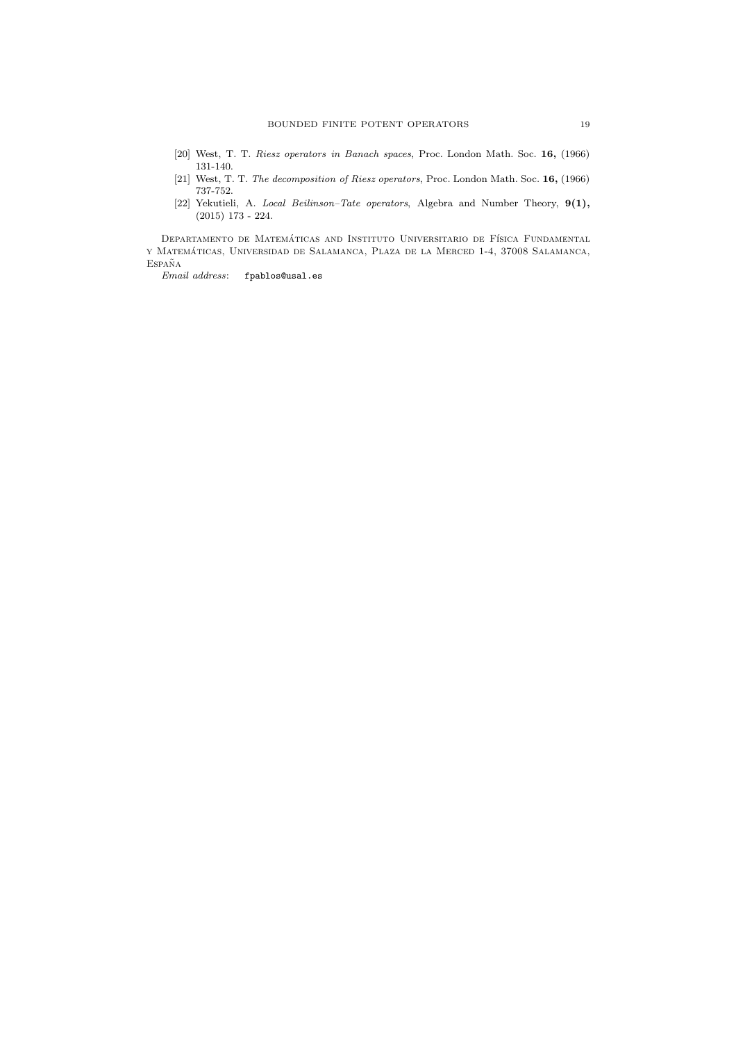[20] West, T. T. *Riesz operators in Banach spaces*, Proc. London Math. Soc. **16,** (1966) 131-140.

[21] West, T. T. *The decomposition of Riesz operators*, Proc. London Math. Soc. **16,** (1966) 737-752.

[22] Yekutieli, A. *Local Beilinson–Tate operators*, Algebra and Number Theory, **9(1),** (2015) 173 - 224.

Departamento de Matemáticas and Instituto Universitario de Física Fundamental y Matemáticas, Universidad de Salamanca, Plaza de la Merced 1-4, 37008 Salamanca, España

*Email address*: fpablos@usal.es